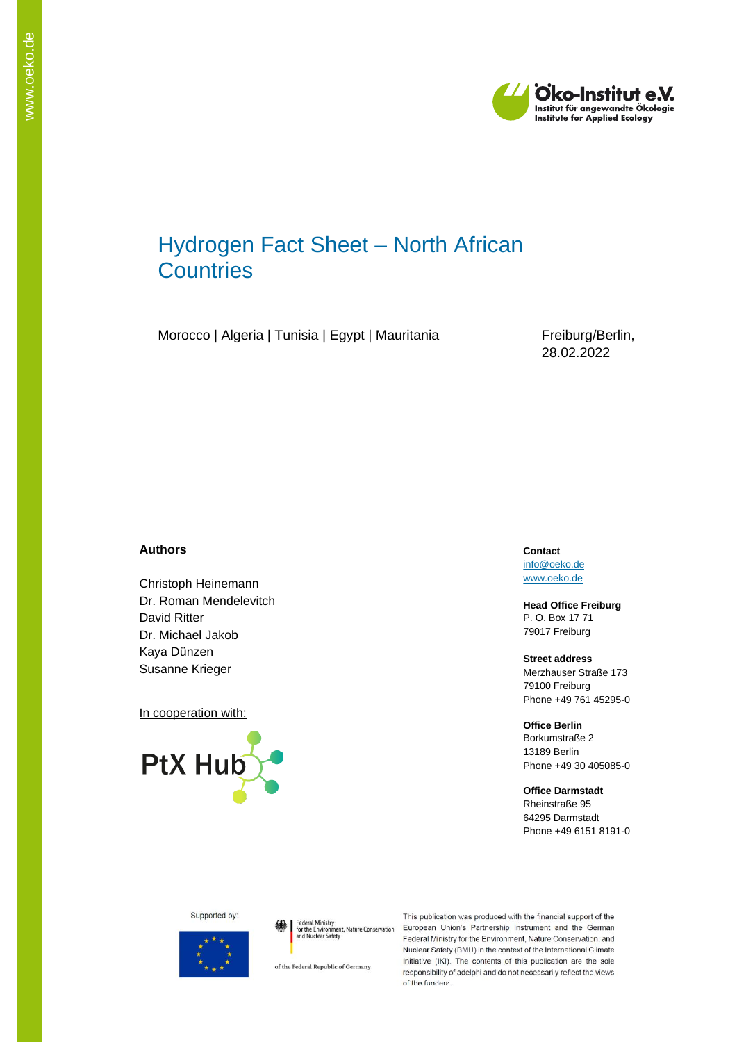# Hydrogen Fact Sheet – North African Countries

Morocco | Algeria | Tunisia | Egypt | Mauritania

Freiburg/Berlin, 28.02.2022

**Authors**

Christoph Heinemann
Dr. Roman Mendelevitch
David Ritter
Dr. Michael Jakob
Kaya Dünzen
Susanne Krieger

In cooperation with:

PtX Hub

**Contact**
info@oeko.de
www.oeko.de

**Head Office Freiburg**
P. O. Box 17 71
79017 Freiburg

**Street address**
Merzhauser Straße 173
79100 Freiburg
Phone +49 761 45295-0

**Office Berlin**
Borkumstraße 2
13189 Berlin
Phone +49 30 405085-0

**Office Darmstadt**
Rheinstraße 95
64295 Darmstadt
Phone +49 6151 8191-0

Supported by:

Federal Ministry for the Environment, Nature Conservation and Nuclear Safety

of the Federal Republic of Germany

This publication was produced with the financial support of the European Union's Partnership Instrument and the German Federal Ministry for the Environment, Nature Conservation, and Nuclear Safety (BMU) in the context of the International Climate Initiative (IKI). The contents of this publication are the sole responsibility of adelphi and do not necessarily reflect the views of the funders.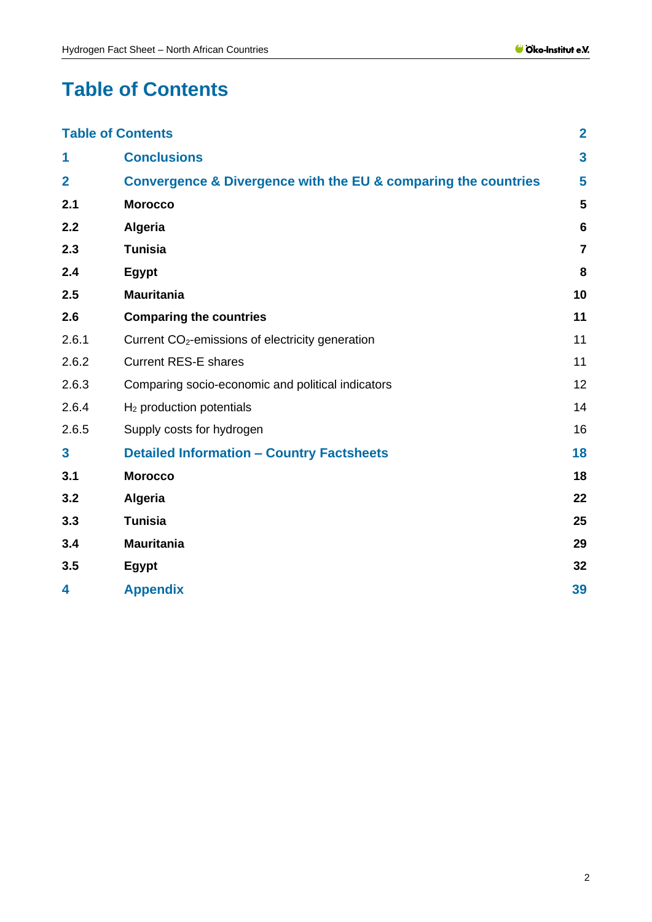# Table of Contents

| | | |
|---|---|---|
| **Table of Contents** | | **2** |
| **1** | **Conclusions** | **3** |
| **2** | **Convergence & Divergence with the EU & comparing the countries** | **5** |
| **2.1** | **Morocco** | **5** |
| **2.2** | **Algeria** | **6** |
| **2.3** | **Tunisia** | **7** |
| **2.4** | **Egypt** | **8** |
| **2.5** | **Mauritania** | **10** |
| **2.6** | **Comparing the countries** | **11** |
| 2.6.1 | Current $CO_2$-emissions of electricity generation | 11 |
| 2.6.2 | Current RES-E shares | 11 |
| 2.6.3 | Comparing socio-economic and political indicators | 12 |
| 2.6.4 | $H_2$ production potentials | 14 |
| 2.6.5 | Supply costs for hydrogen | 16 |
| **3** | **Detailed Information – Country Factsheets** | **18** |
| **3.1** | **Morocco** | **18** |
| **3.2** | **Algeria** | **22** |
| **3.3** | **Tunisia** | **25** |
| **3.4** | **Mauritania** | **29** |
| **3.5** | **Egypt** | **32** |
| **4** | **Appendix** | **39** |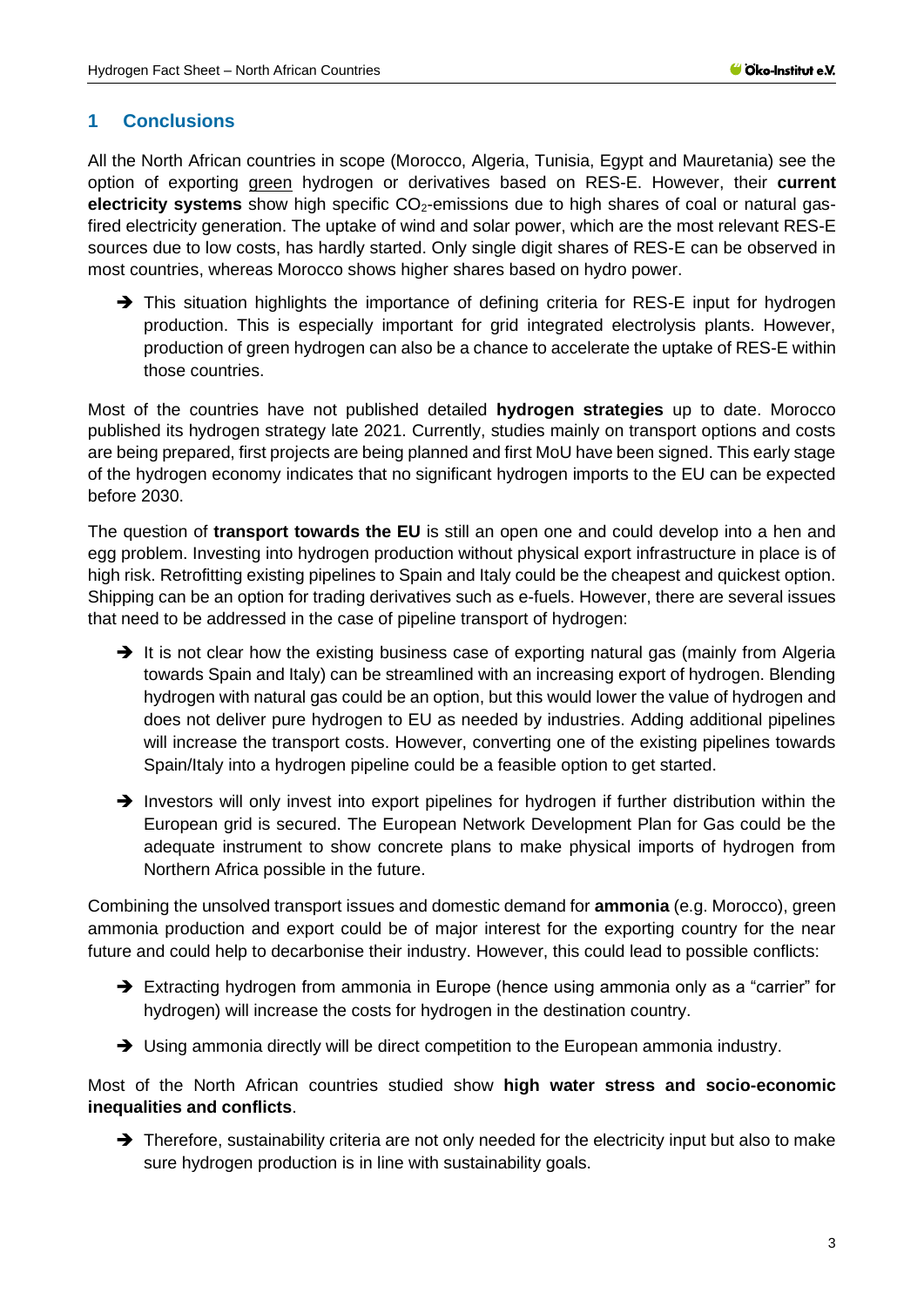# 1 Conclusions

All the North African countries in scope (Morocco, Algeria, Tunisia, Egypt and Mauretania) see the option of exporting green hydrogen or derivatives based on RES-E. However, their **current electricity systems** show high specific $CO_2$-emissions due to high shares of coal or natural gas-fired electricity generation. The uptake of wind and solar power, which are the most relevant RES-E sources due to low costs, has hardly started. Only single digit shares of RES-E can be observed in most countries, whereas Morocco shows higher shares based on hydro power.

- ➔ This situation highlights the importance of defining criteria for RES-E input for hydrogen production. This is especially important for grid integrated electrolysis plants. However, production of green hydrogen can also be a chance to accelerate the uptake of RES-E within those countries.

Most of the countries have not published detailed **hydrogen strategies** up to date. Morocco published its hydrogen strategy late 2021. Currently, studies mainly on transport options and costs are being prepared, first projects are being planned and first MoU have been signed. This early stage of the hydrogen economy indicates that no significant hydrogen imports to the EU can be expected before 2030.

The question of **transport towards the EU** is still an open one and could develop into a hen and egg problem. Investing into hydrogen production without physical export infrastructure in place is of high risk. Retrofitting existing pipelines to Spain and Italy could be the cheapest and quickest option. Shipping can be an option for trading derivatives such as e-fuels. However, there are several issues that need to be addressed in the case of pipeline transport of hydrogen:

- ➔ It is not clear how the existing business case of exporting natural gas (mainly from Algeria towards Spain and Italy) can be streamlined with an increasing export of hydrogen. Blending hydrogen with natural gas could be an option, but this would lower the value of hydrogen and does not deliver pure hydrogen to EU as needed by industries. Adding additional pipelines will increase the transport costs. However, converting one of the existing pipelines towards Spain/Italy into a hydrogen pipeline could be a feasible option to get started.
- ➔ Investors will only invest into export pipelines for hydrogen if further distribution within the European grid is secured. The European Network Development Plan for Gas could be the adequate instrument to show concrete plans to make physical imports of hydrogen from Northern Africa possible in the future.

Combining the unsolved transport issues and domestic demand for **ammonia** (e.g. Morocco), green ammonia production and export could be of major interest for the exporting country for the near future and could help to decarbonise their industry. However, this could lead to possible conflicts:

- ➔ Extracting hydrogen from ammonia in Europe (hence using ammonia only as a "carrier" for hydrogen) will increase the costs for hydrogen in the destination country.
- ➔ Using ammonia directly will be direct competition to the European ammonia industry.

Most of the North African countries studied show **high water stress and socio-economic inequalities and conflicts**.

- ➔ Therefore, sustainability criteria are not only needed for the electricity input but also to make sure hydrogen production is in line with sustainability goals.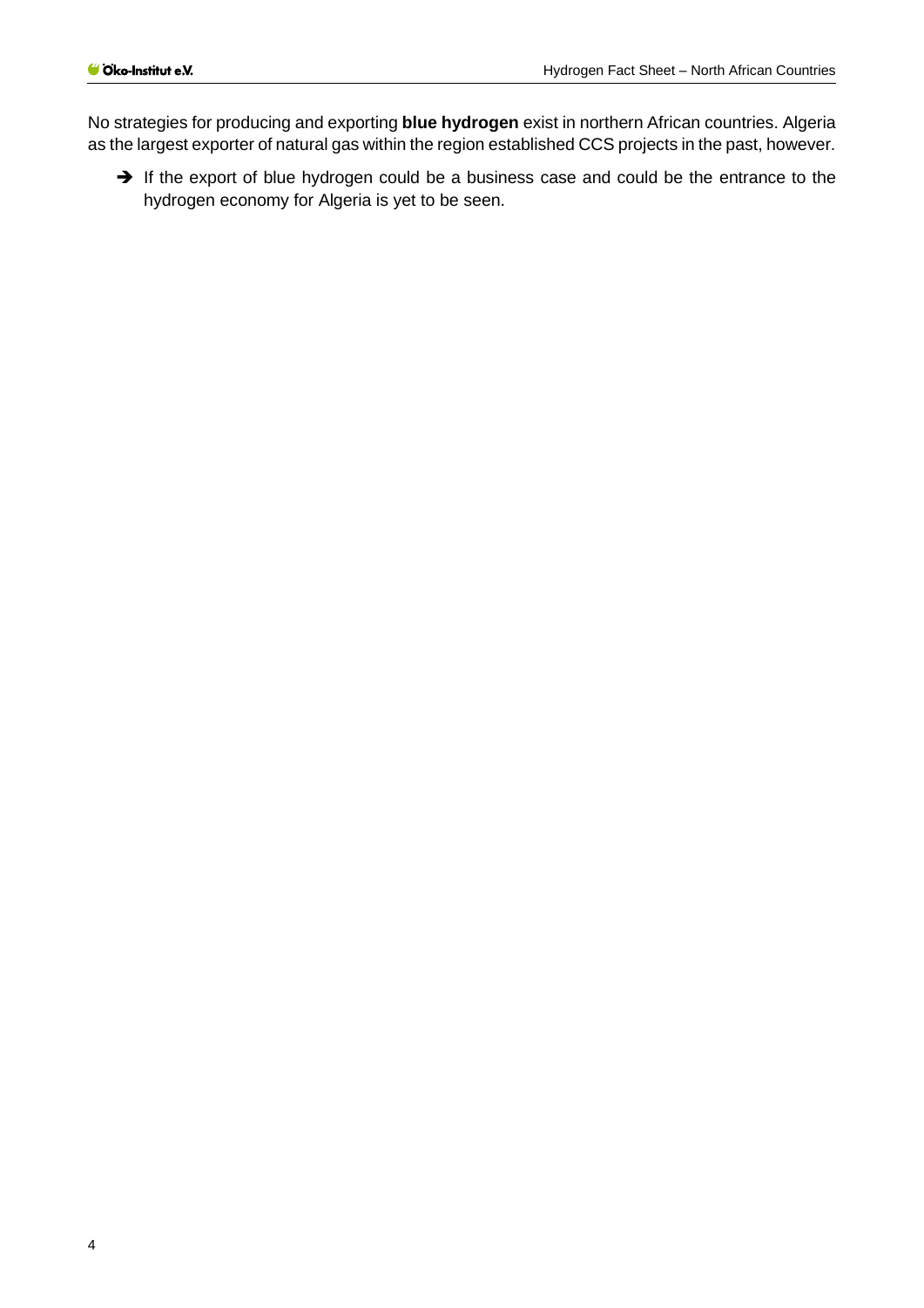No strategies for producing and exporting **blue hydrogen** exist in northern African countries. Algeria as the largest exporter of natural gas within the region established CCS projects in the past, however.

- ➔ If the export of blue hydrogen could be a business case and could be the entrance to the hydrogen economy for Algeria is yet to be seen.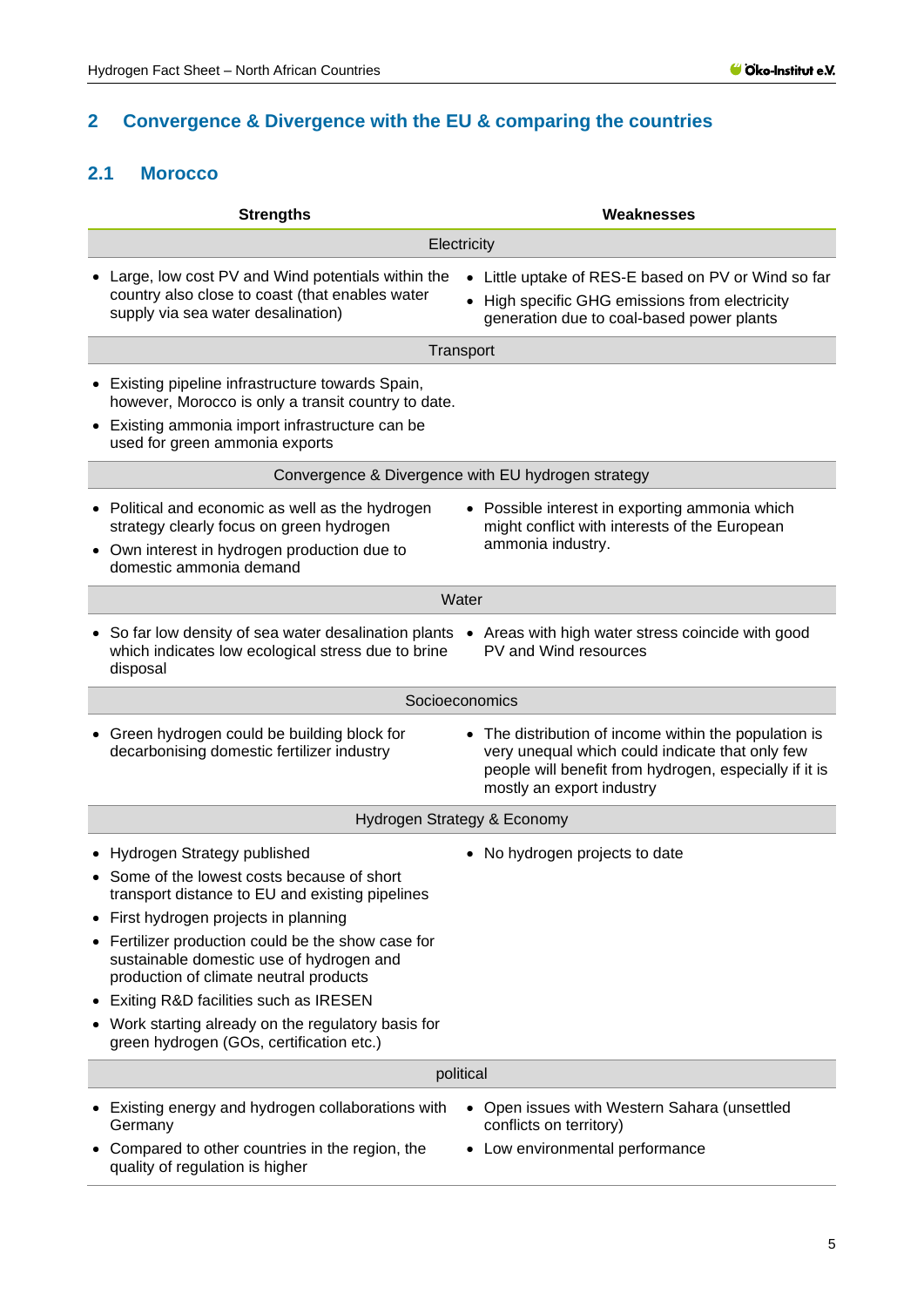## 2 Convergence & Divergence with the EU & comparing the countries

### 2.1 Morocco

| Strengths | Weaknesses |
|---|---|
| **Electricity** | |
| • Large, low cost PV and Wind potentials within the country also close to coast (that enables water supply via sea water desalination) | • Little uptake of RES-E based on PV or Wind so far<br>• High specific GHG emissions from electricity generation due to coal-based power plants |
| **Transport** | |
| • Existing pipeline infrastructure towards Spain, however, Morocco is only a transit country to date.<br>• Existing ammonia import infrastructure can be used for green ammonia exports | |
| **Convergence & Divergence with EU hydrogen strategy** | |
| • Political and economic as well as the hydrogen strategy clearly focus on green hydrogen<br>• Own interest in hydrogen production due to domestic ammonia demand | • Possible interest in exporting ammonia which might conflict with interests of the European ammonia industry. |
| **Water** | |
| • So far low density of sea water desalination plants which indicates low ecological stress due to brine disposal | • Areas with high water stress coincide with good PV and Wind resources |
| **Socioeconomics** | |
| • Green hydrogen could be building block for decarbonising domestic fertilizer industry | • The distribution of income within the population is very unequal which could indicate that only few people will benefit from hydrogen, especially if it is mostly an export industry |
| **Hydrogen Strategy & Economy** | |
| • Hydrogen Strategy published<br>• Some of the lowest costs because of short transport distance to EU and existing pipelines<br>• First hydrogen projects in planning<br>• Fertilizer production could be the show case for sustainable domestic use of hydrogen and production of climate neutral products<br>• Exiting R&D facilities such as IRESEN<br>• Work starting already on the regulatory basis for green hydrogen (GOs, certification etc.) | • No hydrogen projects to date |
| **political** | |
| • Existing energy and hydrogen collaborations with Germany<br>• Compared to other countries in the region, the quality of regulation is higher | • Open issues with Western Sahara (unsettled conflicts on territory)<br>• Low environmental performance |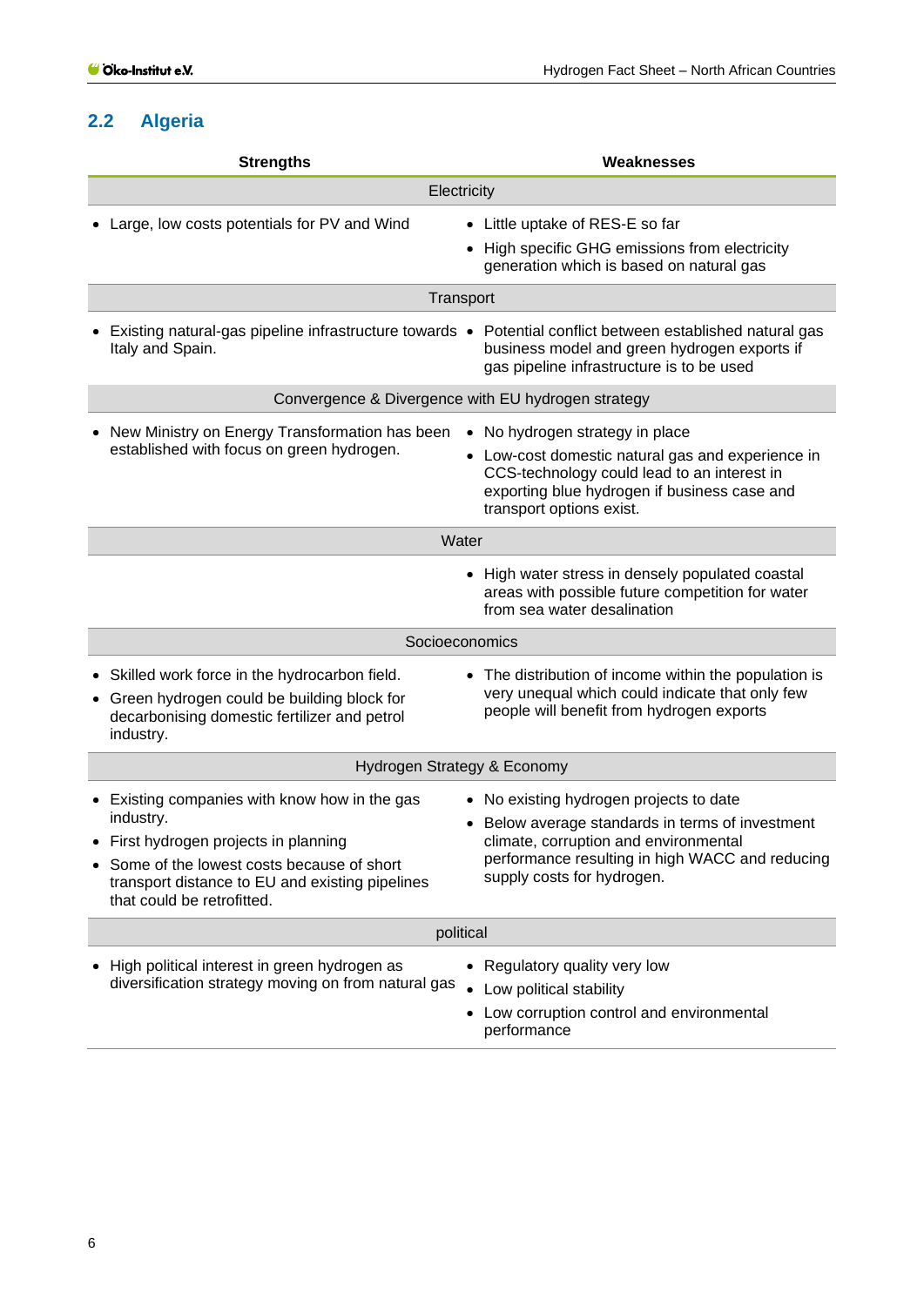## 2.2 Algeria

| Strengths | Weaknesses |
|---|---|
| **Electricity** | |
| • Large, low costs potentials for PV and Wind | • Little uptake of RES-E so far<br>• High specific GHG emissions from electricity generation which is based on natural gas |
| **Transport** | |
| • Existing natural-gas pipeline infrastructure towards Italy and Spain. | • Potential conflict between established natural gas business model and green hydrogen exports if gas pipeline infrastructure is to be used |
| **Convergence & Divergence with EU hydrogen strategy** | |
| • New Ministry on Energy Transformation has been established with focus on green hydrogen. | • No hydrogen strategy in place<br>• Low-cost domestic natural gas and experience in CCS-technology could lead to an interest in exporting blue hydrogen if business case and transport options exist. |
| **Water** | |
| | • High water stress in densely populated coastal areas with possible future competition for water from sea water desalination |
| **Socioeconomics** | |
| • Skilled work force in the hydrocarbon field.<br>• Green hydrogen could be building block for decarbonising domestic fertilizer and petrol industry. | • The distribution of income within the population is very unequal which could indicate that only few people will benefit from hydrogen exports |
| **Hydrogen Strategy & Economy** | |
| • Existing companies with know how in the gas industry.<br>• First hydrogen projects in planning<br>• Some of the lowest costs because of short transport distance to EU and existing pipelines that could be retrofitted. | • No existing hydrogen projects to date<br>• Below average standards in terms of investment climate, corruption and environmental performance resulting in high WACC and reducing supply costs for hydrogen. |
| **political** | |
| • High political interest in green hydrogen as diversification strategy moving on from natural gas | • Regulatory quality very low<br>• Low political stability<br>• Low corruption control and environmental performance |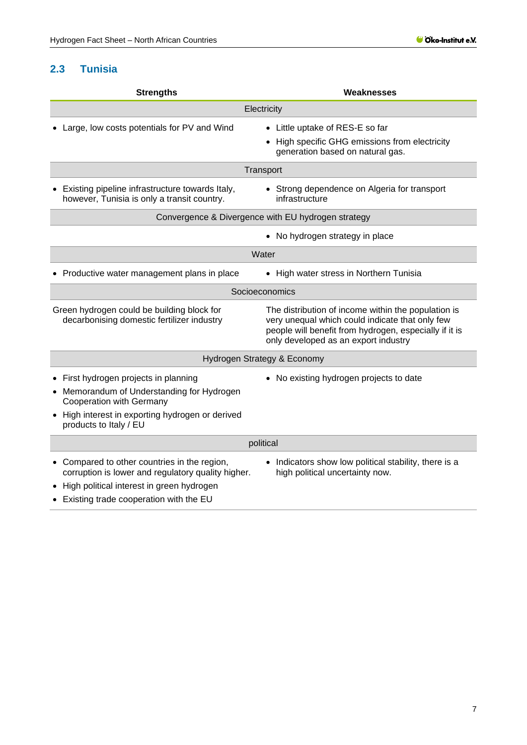## 2.3 Tunisia

| Strengths | Weaknesses |
|---|---|
| **Electricity** | |
| • Large, low costs potentials for PV and Wind | • Little uptake of RES-E so far<br>• High specific GHG emissions from electricity generation based on natural gas. |
| **Transport** | |
| • Existing pipeline infrastructure towards Italy, however, Tunisia is only a transit country. | • Strong dependence on Algeria for transport infrastructure |
| **Convergence & Divergence with EU hydrogen strategy** | |
| | • No hydrogen strategy in place |
| **Water** | |
| • Productive water management plans in place | • High water stress in Northern Tunisia |
| **Socioeconomics** | |
| Green hydrogen could be building block for decarbonising domestic fertilizer industry | The distribution of income within the population is very unequal which could indicate that only few people will benefit from hydrogen, especially if it is only developed as an export industry |
| **Hydrogen Strategy & Economy** | |
| • First hydrogen projects in planning<br>• Memorandum of Understanding for Hydrogen Cooperation with Germany<br>• High interest in exporting hydrogen or derived products to Italy / EU | • No existing hydrogen projects to date |
| **political** | |
| • Compared to other countries in the region, corruption is lower and regulatory quality higher.<br>• High political interest in green hydrogen<br>• Existing trade cooperation with the EU | • Indicators show low political stability, there is a high political uncertainty now. |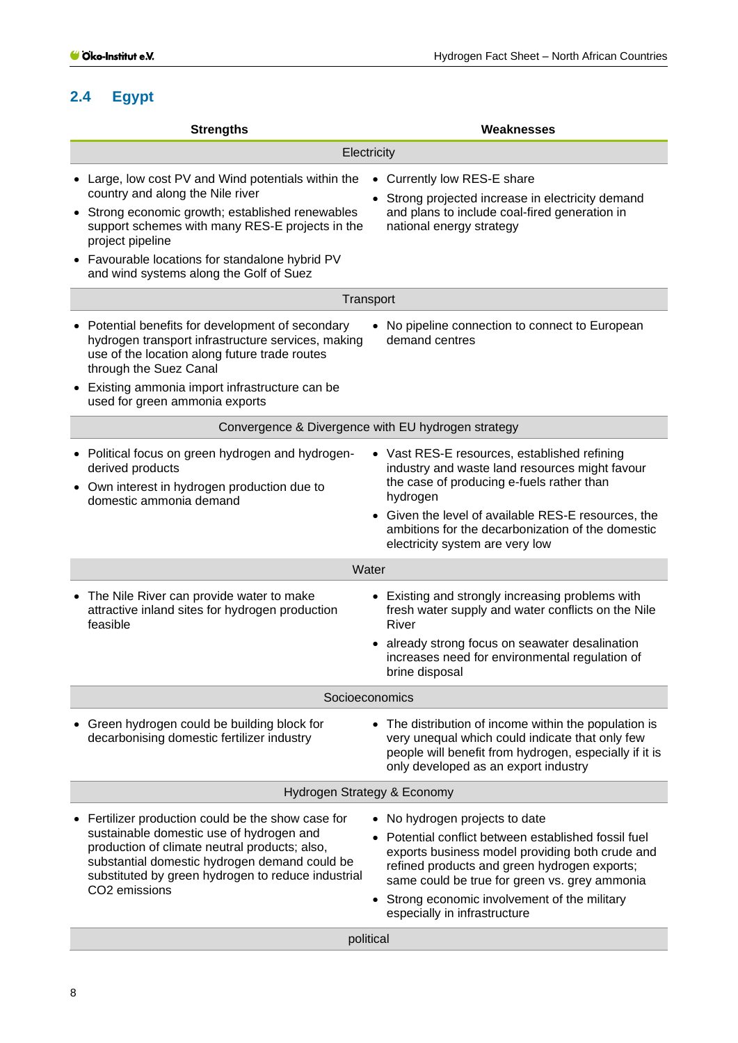## 2.4 Egypt

| Strengths | Weaknesses |
|---|---|
| **Electricity** | |
| • Large, low cost PV and Wind potentials within the country and along the Nile river<br>• Strong economic growth; established renewables support schemes with many RES-E projects in the project pipeline<br>• Favourable locations for standalone hybrid PV and wind systems along the Golf of Suez | • Currently low RES-E share<br>• Strong projected increase in electricity demand and plans to include coal-fired generation in national energy strategy |
| **Transport** | |
| • Potential benefits for development of secondary hydrogen transport infrastructure services, making use of the location along future trade routes through the Suez Canal<br>• Existing ammonia import infrastructure can be used for green ammonia exports | • No pipeline connection to connect to European demand centres |
| **Convergence & Divergence with EU hydrogen strategy** | |
| • Political focus on green hydrogen and hydrogen-derived products<br>• Own interest in hydrogen production due to domestic ammonia demand | • Vast RES-E resources, established refining industry and waste land resources might favour the case of producing e-fuels rather than hydrogen<br>• Given the level of available RES-E resources, the ambitions for the decarbonization of the domestic electricity system are very low |
| **Water** | |
| • The Nile River can provide water to make attractive inland sites for hydrogen production feasible | • Existing and strongly increasing problems with fresh water supply and water conflicts on the Nile River<br>• already strong focus on seawater desalination increases need for environmental regulation of brine disposal |
| **Socioeconomics** | |
| • Green hydrogen could be building block for decarbonising domestic fertilizer industry | • The distribution of income within the population is very unequal which could indicate that only few people will benefit from hydrogen, especially if it is only developed as an export industry |
| **Hydrogen Strategy & Economy** | |
| • Fertilizer production could be the show case for sustainable domestic use of hydrogen and production of climate neutral products; also, substantial domestic hydrogen demand could be substituted by green hydrogen to reduce industrial $CO_2$ emissions | • No hydrogen projects to date<br>• Potential conflict between established fossil fuel exports business model providing both crude and refined products and green hydrogen exports; same could be true for green vs. grey ammonia<br>• Strong economic involvement of the military especially in infrastructure |
| **political** | |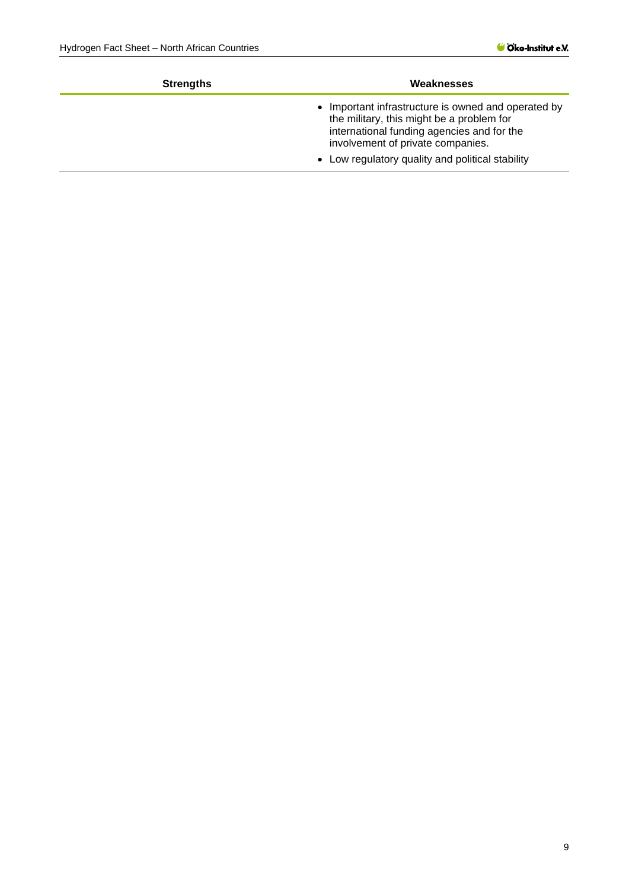| Strengths | Weaknesses |
| --- | --- |
| | • Important infrastructure is owned and operated by the military, this might be a problem for international funding agencies and for the involvement of private companies.<br>• Low regulatory quality and political stability |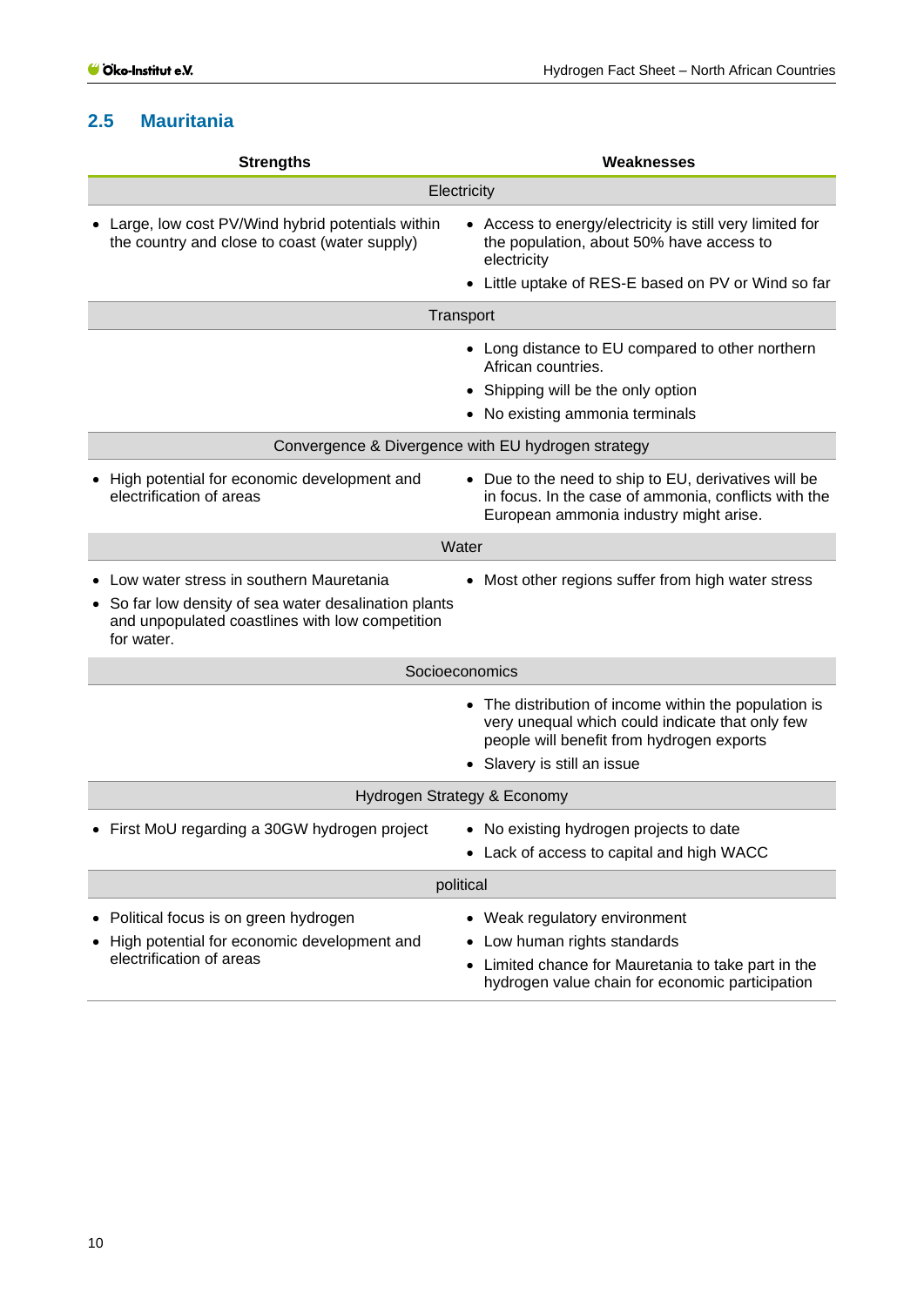## 2.5 Mauritania

| Strengths | Weaknesses |
|---|---|
| **Electricity** | |
| • Large, low cost PV/Wind hybrid potentials within the country and close to coast (water supply) | • Access to energy/electricity is still very limited for the population, about 50% have access to electricity<br>• Little uptake of RES-E based on PV or Wind so far |
| **Transport** | |
| | • Long distance to EU compared to other northern African countries.<br>• Shipping will be the only option<br>• No existing ammonia terminals |
| **Convergence & Divergence with EU hydrogen strategy** | |
| • High potential for economic development and electrification of areas | • Due to the need to ship to EU, derivatives will be in focus. In the case of ammonia, conflicts with the European ammonia industry might arise. |
| **Water** | |
| • Low water stress in southern Mauretania<br>• So far low density of sea water desalination plants and unpopulated coastlines with low competition for water. | • Most other regions suffer from high water stress |
| **Socioeconomics** | |
| | • The distribution of income within the population is very unequal which could indicate that only few people will benefit from hydrogen exports<br>• Slavery is still an issue |
| **Hydrogen Strategy & Economy** | |
| • First MoU regarding a 30GW hydrogen project | • No existing hydrogen projects to date<br>• Lack of access to capital and high WACC |
| **political** | |
| • Political focus is on green hydrogen<br>• High potential for economic development and electrification of areas | • Weak regulatory environment<br>• Low human rights standards<br>• Limited chance for Mauretania to take part in the hydrogen value chain for economic participation |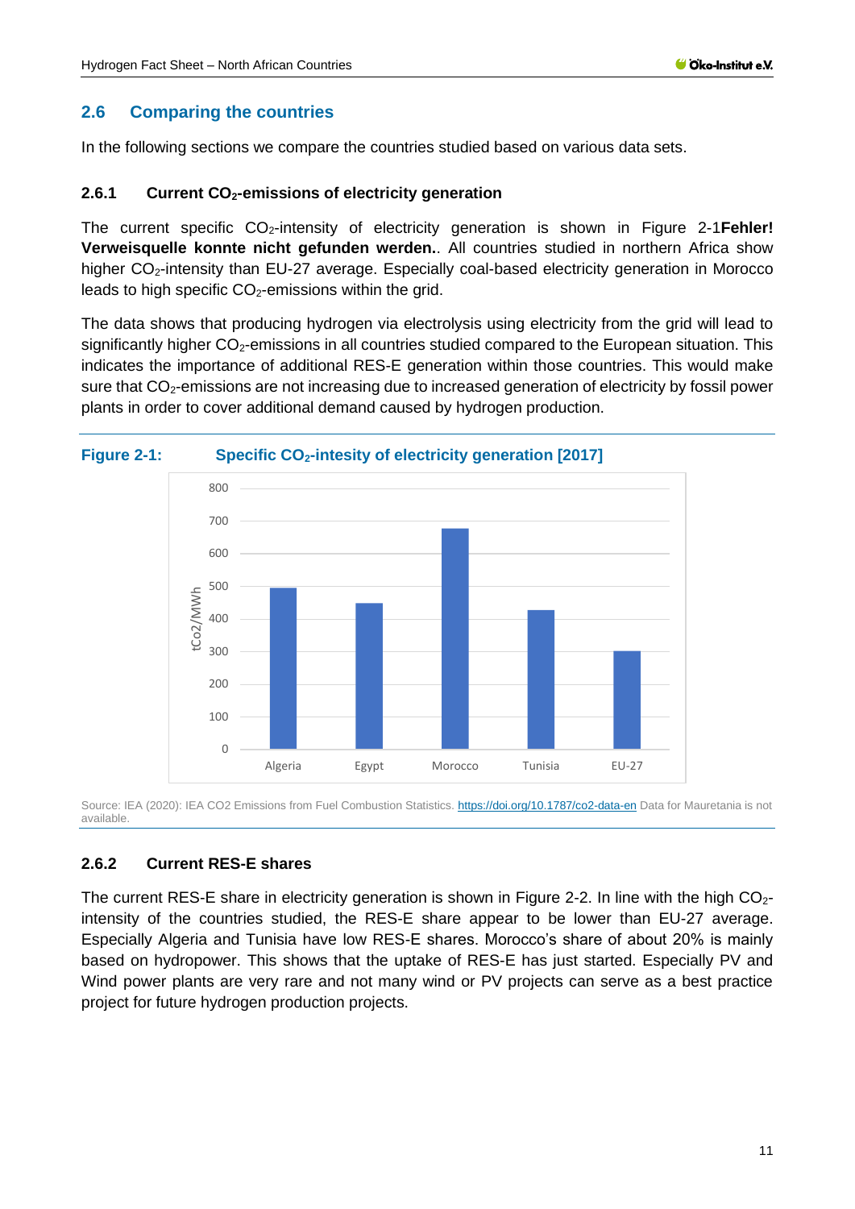## 2.6 Comparing the countries

In the following sections we compare the countries studied based on various data sets.

### 2.6.1 Current $CO_2$-emissions of electricity generation

The current specific $CO_2$-intensity of electricity generation is shown in Figure 2-1**Fehler! Verweisquelle konnte nicht gefunden werden.**. All countries studied in northern Africa show higher $CO_2$-intensity than EU-27 average. Especially coal-based electricity generation in Morocco leads to high specific $CO_2$-emissions within the grid.

The data shows that producing hydrogen via electrolysis using electricity from the grid will lead to significantly higher $CO_2$-emissions in all countries studied compared to the European situation. This indicates the importance of additional RES-E generation within those countries. This would make sure that $CO_2$-emissions are not increasing due to increased generation of electricity by fossil power plants in order to cover additional demand caused by hydrogen production.

**Figure 2-1: Specific $CO_2$-intesity of electricity generation [2017]**

| Country | tCo2/MWh |
|---|---|
| Algeria | ~495 |
| Egypt | ~450 |
| Morocco | ~680 |
| Tunisia | ~430 |
| EU-27 | ~300 |

Source: IEA (2020): IEA CO2 Emissions from Fuel Combustion Statistics. https://doi.org/10.1787/co2-data-en Data for Mauretania is not available.

### 2.6.2 Current RES-E shares

The current RES-E share in electricity generation is shown in Figure 2-2. In line with the high $CO_2$-intensity of the countries studied, the RES-E share appear to be lower than EU-27 average. Especially Algeria and Tunisia have low RES-E shares. Morocco's share of about 20% is mainly based on hydropower. This shows that the uptake of RES-E has just started. Especially PV and Wind power plants are very rare and not many wind or PV projects can serve as a best practice project for future hydrogen production projects.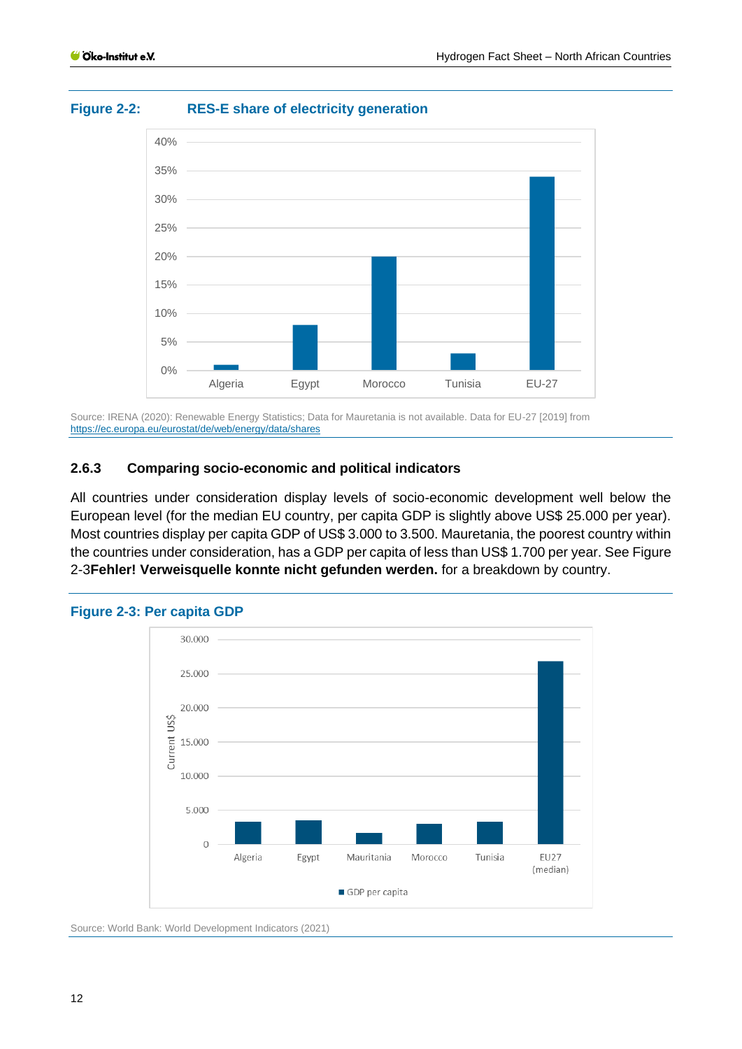**Figure 2-2: RES-E share of electricity generation**

Source: IRENA (2020): Renewable Energy Statistics; Data for Mauretania is not available. Data for EU-27 [2019] from https://ec.europa.eu/eurostat/de/web/energy/data/shares

### 2.6.3 Comparing socio-economic and political indicators

All countries under consideration display levels of socio-economic development well below the European level (for the median EU country, per capita GDP is slightly above US$ 25.000 per year). Most countries display per capita GDP of US$ 3.000 to 3.500. Mauretania, the poorest country within the countries under consideration, has a GDP per capita of less than US$ 1.700 per year. See Figure 2-3**Fehler! Verweisquelle konnte nicht gefunden werden.** for a breakdown by country.

**Figure 2-3: Per capita GDP**

Source: World Bank: World Development Indicators (2021)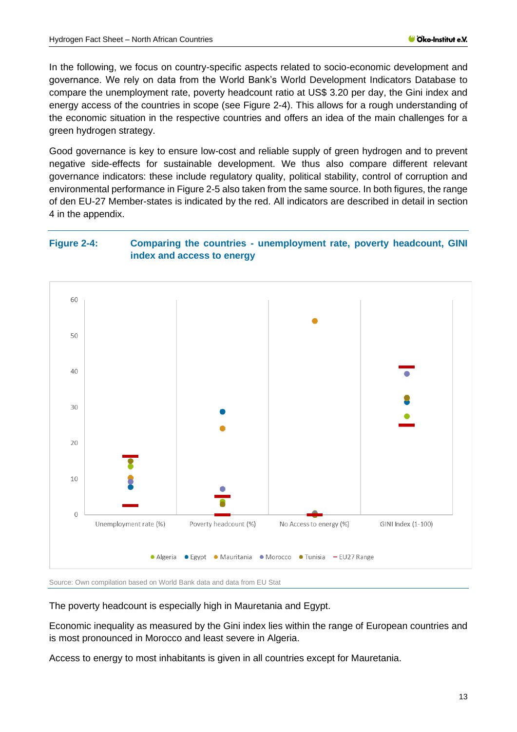In the following, we focus on country-specific aspects related to socio-economic development and governance. We rely on data from the World Bank's World Development Indicators Database to compare the unemployment rate, poverty headcount ratio at US$ 3.20 per day, the Gini index and energy access of the countries in scope (see Figure 2-4). This allows for a rough understanding of the economic situation in the respective countries and offers an idea of the main challenges for a green hydrogen strategy.

Good governance is key to ensure low-cost and reliable supply of green hydrogen and to prevent negative side-effects for sustainable development. We thus also compare different relevant governance indicators: these include regulatory quality, political stability, control of corruption and environmental performance in Figure 2-5 also taken from the same source. In both figures, the range of den EU-27 Member-states is indicated by the red. All indicators are described in detail in section 4 in the appendix.

**Figure 2-4: Comparing the countries - unemployment rate, poverty headcount, GINI index and access to energy**

Source: Own compilation based on World Bank data and data from EU Stat

The poverty headcount is especially high in Mauretania and Egypt.

Economic inequality as measured by the Gini index lies within the range of European countries and is most pronounced in Morocco and least severe in Algeria.

Access to energy to most inhabitants is given in all countries except for Mauretania.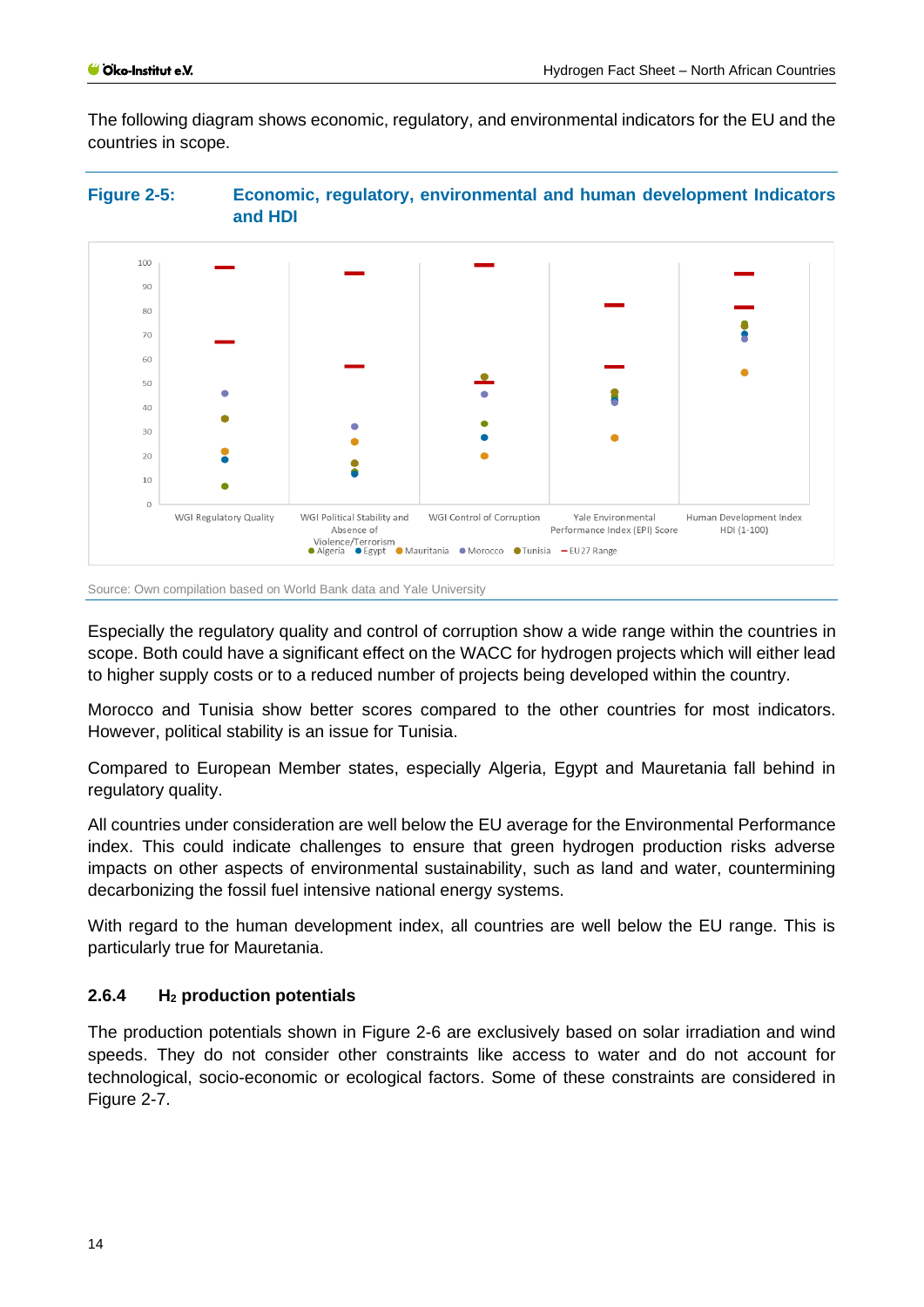The following diagram shows economic, regulatory, and environmental indicators for the EU and the countries in scope.

**Figure 2-5: Economic, regulatory, environmental and human development Indicators and HDI**

Source: Own compilation based on World Bank data and Yale University

Especially the regulatory quality and control of corruption show a wide range within the countries in scope. Both could have a significant effect on the WACC for hydrogen projects which will either lead to higher supply costs or to a reduced number of projects being developed within the country.

Morocco and Tunisia show better scores compared to the other countries for most indicators. However, political stability is an issue for Tunisia.

Compared to European Member states, especially Algeria, Egypt and Mauretania fall behind in regulatory quality.

All countries under consideration are well below the EU average for the Environmental Performance index. This could indicate challenges to ensure that green hydrogen production risks adverse impacts on other aspects of environmental sustainability, such as land and water, countermining decarbonizing the fossil fuel intensive national energy systems.

With regard to the human development index, all countries are well below the EU range. This is particularly true for Mauretania.

### 2.6.4 $H_2$ production potentials

The production potentials shown in Figure 2-6 are exclusively based on solar irradiation and wind speeds. They do not consider other constraints like access to water and do not account for technological, socio-economic or ecological factors. Some of these constraints are considered in Figure 2-7.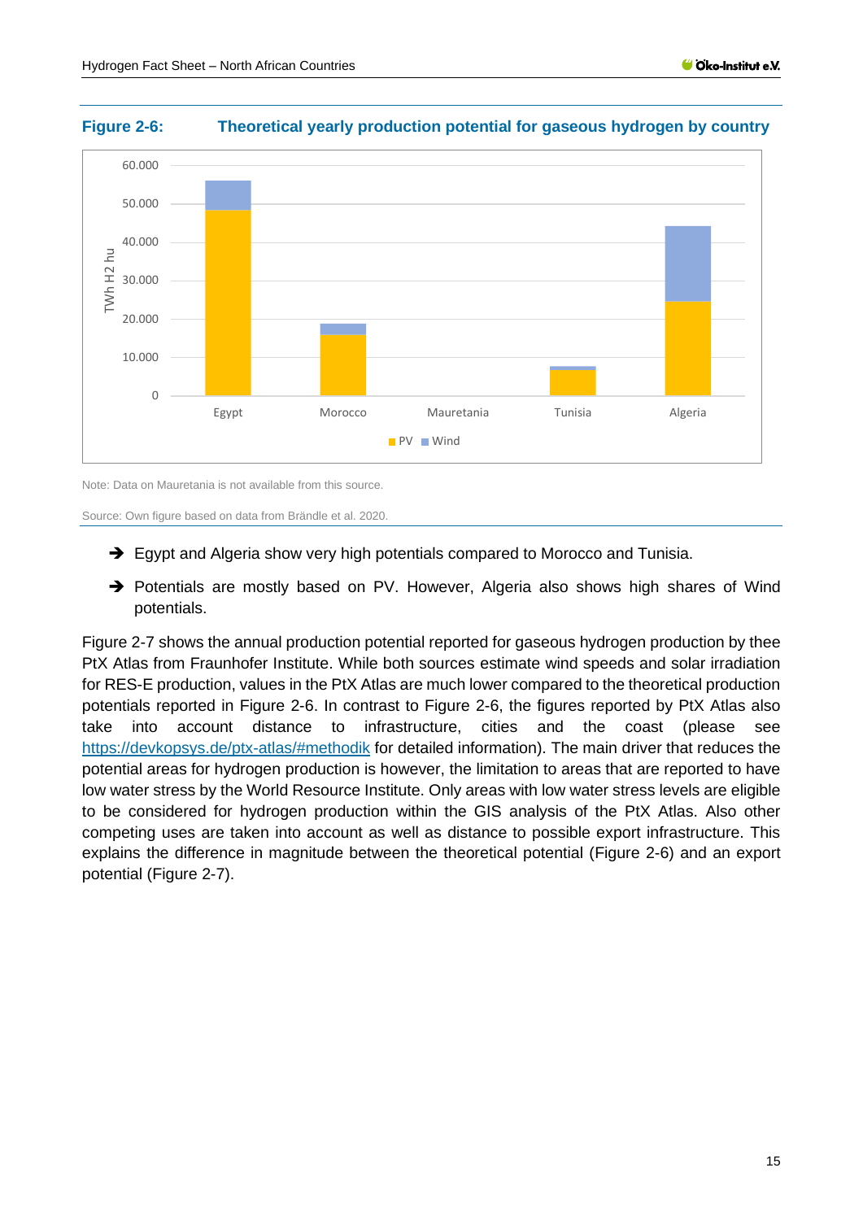**Figure 2-6: Theoretical yearly production potential for gaseous hydrogen by country**

Note: Data on Mauretania is not available from this source.

Source: Own figure based on data from Brändle et al. 2020.

- ➔ Egypt and Algeria show very high potentials compared to Morocco and Tunisia.
- ➔ Potentials are mostly based on PV. However, Algeria also shows high shares of Wind potentials.

Figure 2-7 shows the annual production potential reported for gaseous hydrogen production by thee PtX Atlas from Fraunhofer Institute. While both sources estimate wind speeds and solar irradiation for RES-E production, values in the PtX Atlas are much lower compared to the theoretical production potentials reported in Figure 2-6. In contrast to Figure 2-6, the figures reported by PtX Atlas also take into account distance to infrastructure, cities and the coast (please see https://devkopsys.de/ptx-atlas/#methodik for detailed information). The main driver that reduces the potential areas for hydrogen production is however, the limitation to areas that are reported to have low water stress by the World Resource Institute. Only areas with low water stress levels are eligible to be considered for hydrogen production within the GIS analysis of the PtX Atlas. Also other competing uses are taken into account as well as distance to possible export infrastructure. This explains the difference in magnitude between the theoretical potential (Figure 2-6) and an export potential (Figure 2-7).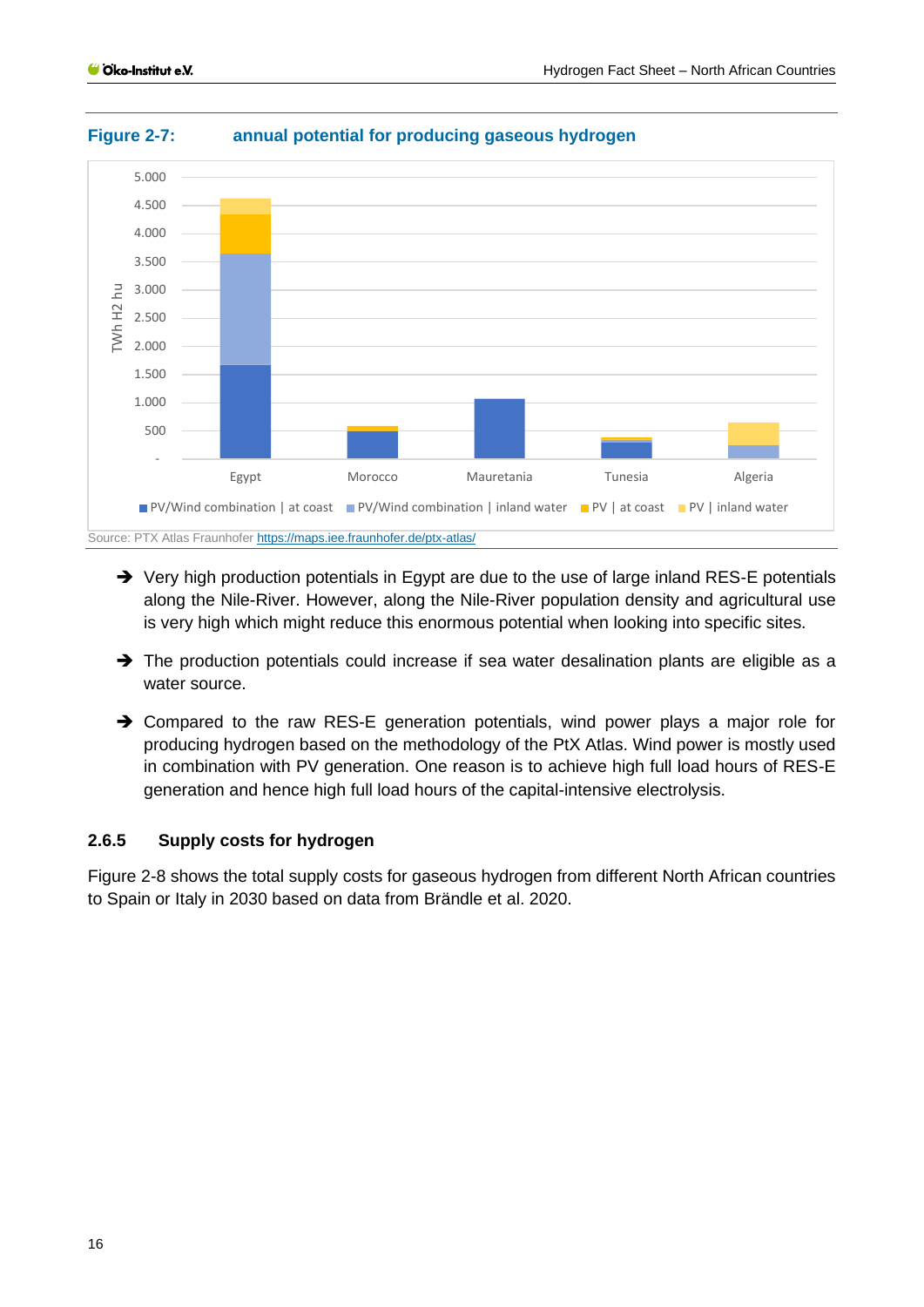**Figure 2-7: annual potential for producing gaseous hydrogen**

Source: PTX Atlas Fraunhofer https://maps.iee.fraunhofer.de/ptx-atlas/

- ➔ Very high production potentials in Egypt are due to the use of large inland RES-E potentials along the Nile-River. However, along the Nile-River population density and agricultural use is very high which might reduce this enormous potential when looking into specific sites.
- ➔ The production potentials could increase if sea water desalination plants are eligible as a water source.
- ➔ Compared to the raw RES-E generation potentials, wind power plays a major role for producing hydrogen based on the methodology of the PtX Atlas. Wind power is mostly used in combination with PV generation. One reason is to achieve high full load hours of RES-E generation and hence high full load hours of the capital-intensive electrolysis.

### 2.6.5 Supply costs for hydrogen

Figure 2-8 shows the total supply costs for gaseous hydrogen from different North African countries to Spain or Italy in 2030 based on data from Brändle et al. 2020.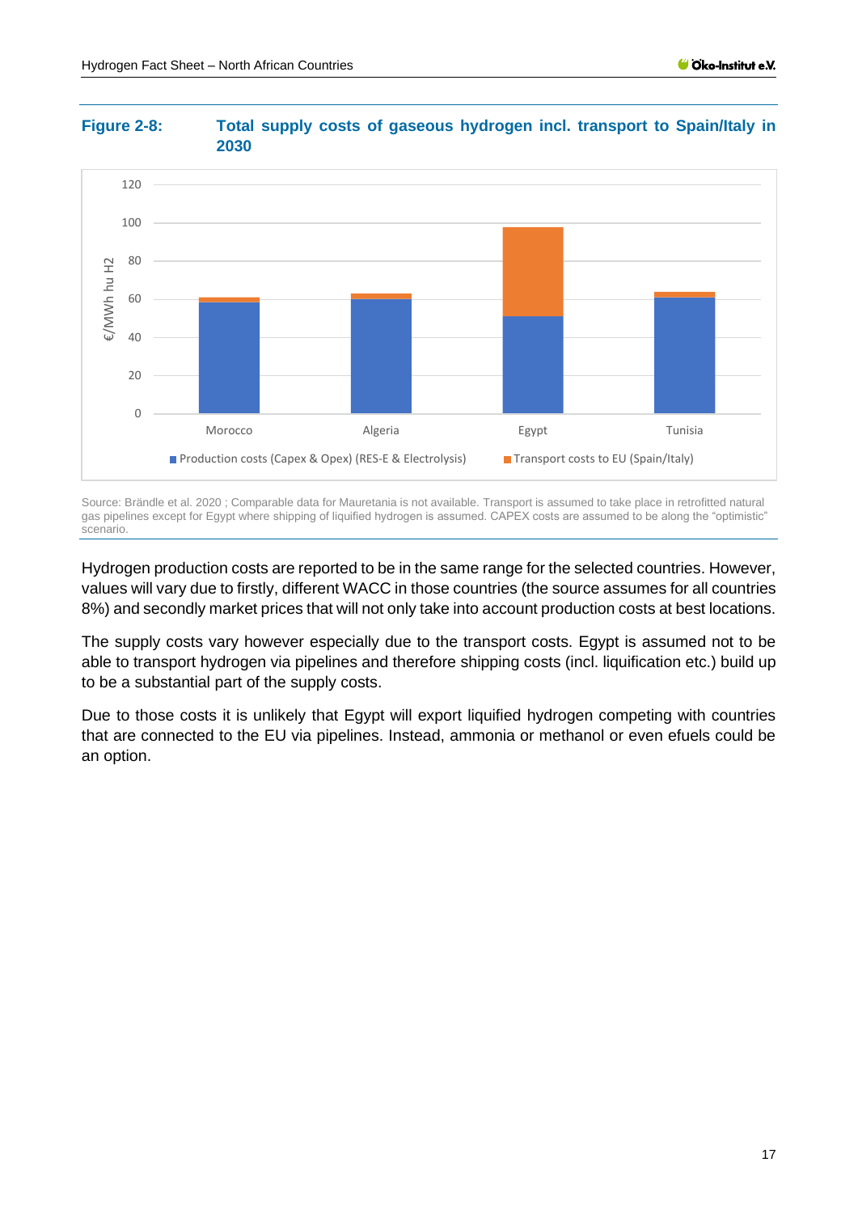**Figure 2-8: Total supply costs of gaseous hydrogen incl. transport to Spain/Italy in 2030**

Source: Brändle et al. 2020 ; Comparable data for Mauretania is not available. Transport is assumed to take place in retrofitted natural gas pipelines except for Egypt where shipping of liquified hydrogen is assumed. CAPEX costs are assumed to be along the "optimistic" scenario.

Hydrogen production costs are reported to be in the same range for the selected countries. However, values will vary due to firstly, different WACC in those countries (the source assumes for all countries 8%) and secondly market prices that will not only take into account production costs at best locations.

The supply costs vary however especially due to the transport costs. Egypt is assumed not to be able to transport hydrogen via pipelines and therefore shipping costs (incl. liquification etc.) build up to be a substantial part of the supply costs.

Due to those costs it is unlikely that Egypt will export liquified hydrogen competing with countries that are connected to the EU via pipelines. Instead, ammonia or methanol or even efuels could be an option.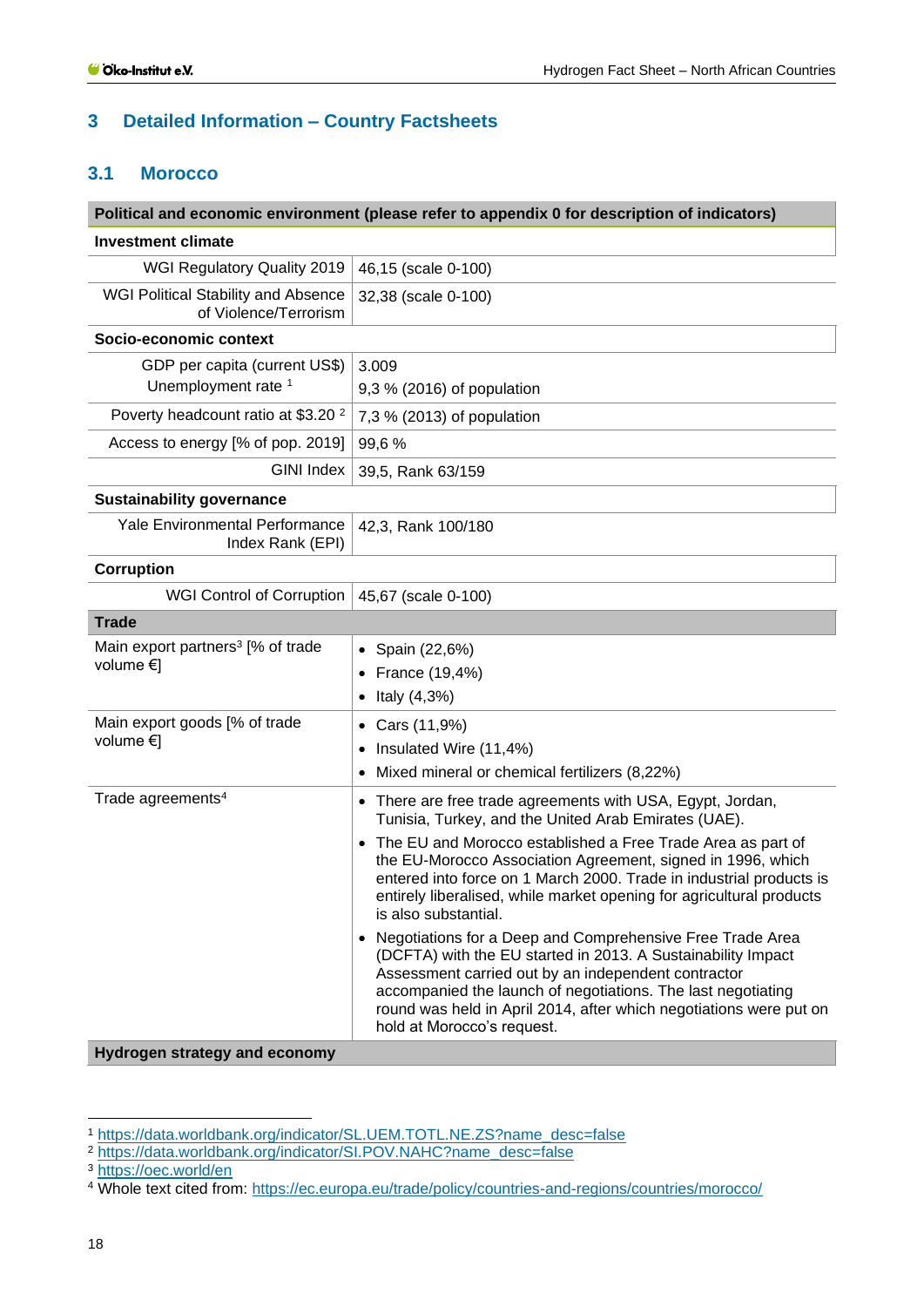## 3 Detailed Information – Country Factsheets

### 3.1 Morocco

| **Political and economic environment (please refer to appendix 0 for description of indicators)** | |
|---|---|
| **Investment climate** | |
| WGI Regulatory Quality 2019 | 46,15 (scale 0-100) |
| WGI Political Stability and Absence of Violence/Terrorism | 32,38 (scale 0-100) |
| **Socio-economic context** | |
| GDP per capita (current US$)<br>Unemployment rate [1] | 3.009<br>9,3 % (2016) of population |
| Poverty headcount ratio at $3.20 [2] | 7,3 % (2013) of population |
| Access to energy [% of pop. 2019] | 99,6 % |
| GINI Index | 39,5, Rank 63/159 |
| **Sustainability governance** | |
| Yale Environmental Performance Index Rank (EPI) | 42,3, Rank 100/180 |
| **Corruption** | |
| WGI Control of Corruption | 45,67 (scale 0-100) |
| **Trade** | |
| Main export partners[3] [% of trade volume €] | • Spain (22,6%)<br>• France (19,4%)<br>• Italy (4,3%) |
| Main export goods [% of trade volume €] | • Cars (11,9%)<br>• Insulated Wire (11,4%)<br>• Mixed mineral or chemical fertilizers (8,22%) |
| Trade agreements[4] | • There are free trade agreements with USA, Egypt, Jordan, Tunisia, Turkey, and the United Arab Emirates (UAE).<br>• The EU and Morocco established a Free Trade Area as part of the EU-Morocco Association Agreement, signed in 1996, which entered into force on 1 March 2000. Trade in industrial products is entirely liberalised, while market opening for agricultural products is also substantial.<br>• Negotiations for a Deep and Comprehensive Free Trade Area (DCFTA) with the EU started in 2013. A Sustainability Impact Assessment carried out by an independent contractor accompanied the launch of negotiations. The last negotiating round was held in April 2014, after which negotiations were put on hold at Morocco's request. |
| **Hydrogen strategy and economy** | |

[1] https://data.worldbank.org/indicator/SL.UEM.TOTL.NE.ZS?name_desc=false
[2] https://data.worldbank.org/indicator/SI.POV.NAHC?name_desc=false
[3] https://oec.world/en
[4] Whole text cited from: https://ec.europa.eu/trade/policy/countries-and-regions/countries/morocco/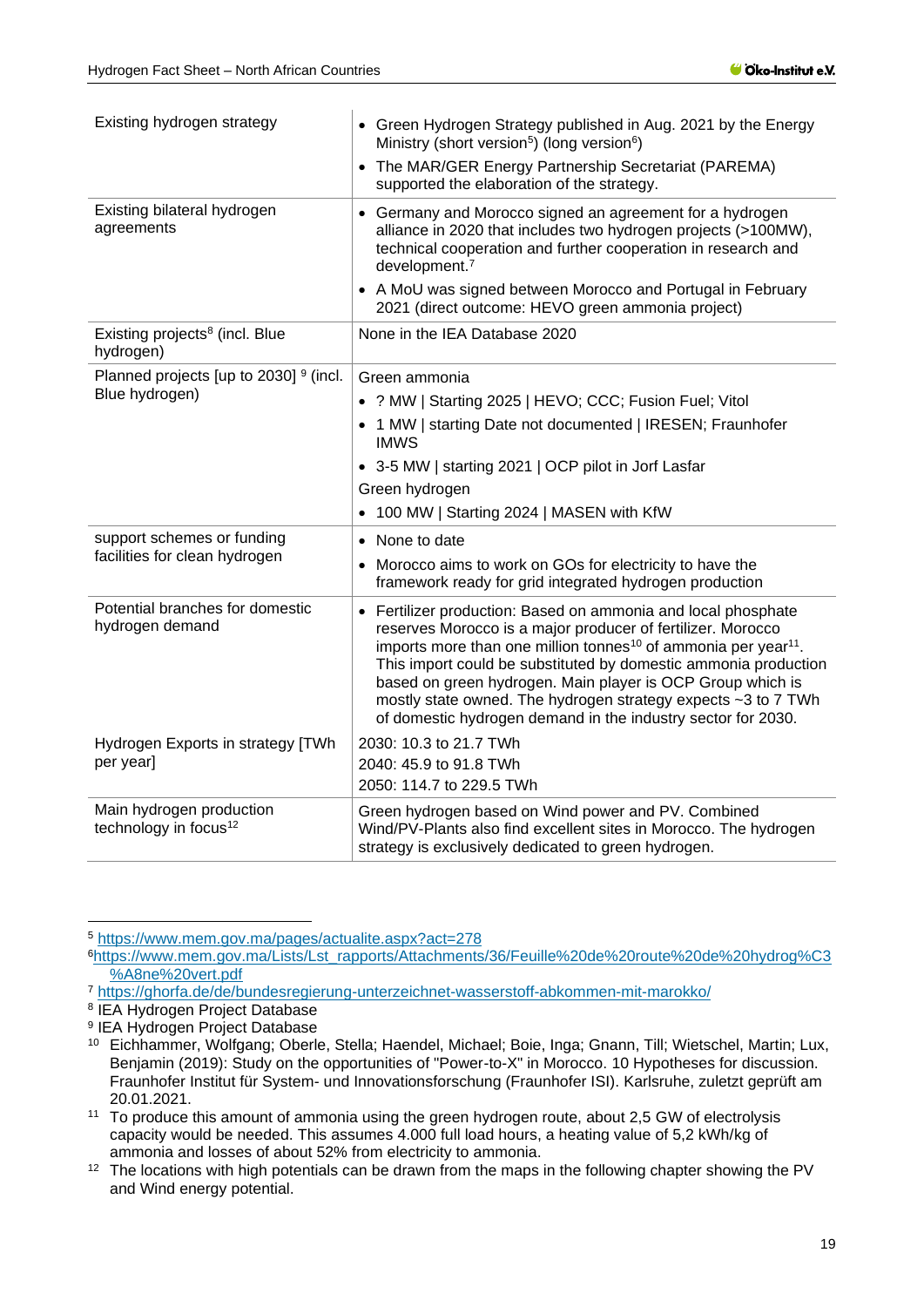| | |
|---|---|
| Existing hydrogen strategy | • Green Hydrogen Strategy published in Aug. 2021 by the Energy Ministry (short version[5]) (long version[6])<br>• The MAR/GER Energy Partnership Secretariat (PAREMA) supported the elaboration of the strategy. |
| Existing bilateral hydrogen agreements | • Germany and Morocco signed an agreement for a hydrogen alliance in 2020 that includes two hydrogen projects (>100MW), technical cooperation and further cooperation in research and development.[7]<br>• A MoU was signed between Morocco and Portugal in February 2021 (direct outcome: HEVO green ammonia project) |
| Existing projects[8] (incl. Blue hydrogen) | None in the IEA Database 2020 |
| Planned projects [up to 2030] [9] (incl. Blue hydrogen) | Green ammonia<br>• ? MW \| Starting 2025 \| HEVO; CCC; Fusion Fuel; Vitol<br>• 1 MW \| starting Date not documented \| IRESEN; Fraunhofer IMWS<br>• 3-5 MW \| starting 2021 \| OCP pilot in Jorf Lasfar<br>Green hydrogen<br>• 100 MW \| Starting 2024 \| MASEN with KfW |
| support schemes or funding facilities for clean hydrogen | • None to date<br>• Morocco aims to work on GOs for electricity to have the framework ready for grid integrated hydrogen production |
| Potential branches for domestic hydrogen demand | • Fertilizer production: Based on ammonia and local phosphate reserves Morocco is a major producer of fertilizer. Morocco imports more than one million tonnes[10] of ammonia per year[11]. This import could be substituted by domestic ammonia production based on green hydrogen. Main player is OCP Group which is mostly state owned. The hydrogen strategy expects ~3 to 7 TWh of domestic hydrogen demand in the industry sector for 2030. |
| Hydrogen Exports in strategy [TWh per year] | 2030: 10.3 to 21.7 TWh<br>2040: 45.9 to 91.8 TWh<br>2050: 114.7 to 229.5 TWh |
| Main hydrogen production technology in focus[12] | Green hydrogen based on Wind power and PV. Combined Wind/PV-Plants also find excellent sites in Morocco. The hydrogen strategy is exclusively dedicated to green hydrogen. |

---

[5] https://www.mem.gov.ma/pages/actualite.aspx?act=278

[6] https://www.mem.gov.ma/Lists/Lst_rapports/Attachments/36/Feuille%20de%20route%20de%20hydrog%C3%A8ne%20vert.pdf

[7] https://ghorfa.de/de/bundesregierung-unterzeichnet-wasserstoff-abkommen-mit-marokko/

[8] IEA Hydrogen Project Database

[9] IEA Hydrogen Project Database

[10] Eichhammer, Wolfgang; Oberle, Stella; Haendel, Michael; Boie, Inga; Gnann, Till; Wietschel, Martin; Lux, Benjamin (2019): Study on the opportunities of "Power-to-X" in Morocco. 10 Hypotheses for discussion. Fraunhofer Institut für System- und Innovationsforschung (Fraunhofer ISI). Karlsruhe, zuletzt geprüft am 20.01.2021.

[11] To produce this amount of ammonia using the green hydrogen route, about 2,5 GW of electrolysis capacity would be needed. This assumes 4.000 full load hours, a heating value of 5,2 kWh/kg of ammonia and losses of about 52% from electricity to ammonia.

[12] The locations with high potentials can be drawn from the maps in the following chapter showing the PV and Wind energy potential.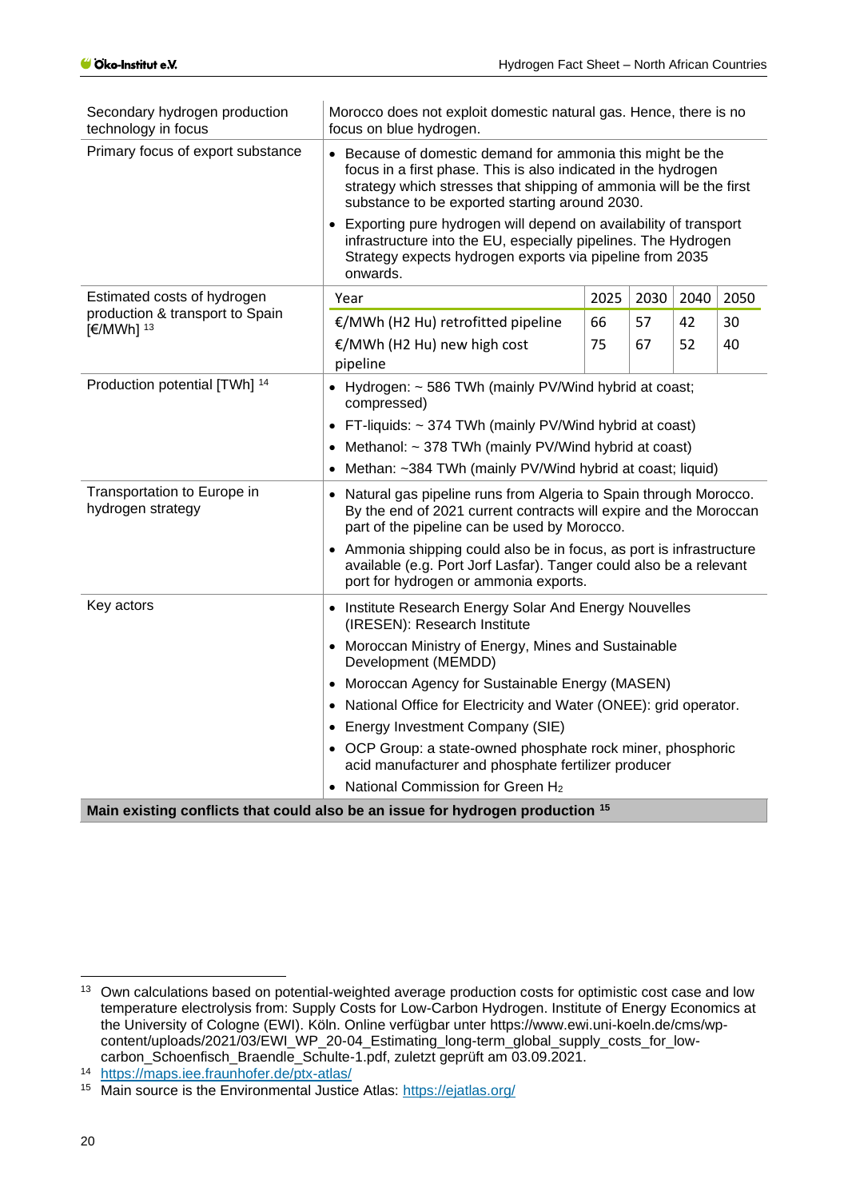| | |
|---|---|
| Secondary hydrogen production technology in focus | Morocco does not exploit domestic natural gas. Hence, there is no focus on blue hydrogen. |
| Primary focus of export substance | • Because of domestic demand for ammonia this might be the focus in a first phase. This is also indicated in the hydrogen strategy which stresses that shipping of ammonia will be the first substance to be exported starting around 2030.<br>• Exporting pure hydrogen will depend on availability of transport infrastructure into the EU, especially pipelines. The Hydrogen Strategy expects hydrogen exports via pipeline from 2035 onwards. |
| Estimated costs of hydrogen production & transport to Spain [€/MWh] [13] | Year: 2025 / 2030 / 2040 / 2050<br>€/MWh (H2 Hu) retrofitted pipeline: 66 / 57 / 42 / 30<br>€/MWh (H2 Hu) new high cost pipeline: 75 / 67 / 52 / 40 |
| Production potential [TWh] [14] | • Hydrogen: ~ 586 TWh (mainly PV/Wind hybrid at coast; compressed)<br>• FT-liquids: ~ 374 TWh (mainly PV/Wind hybrid at coast)<br>• Methanol: ~ 378 TWh (mainly PV/Wind hybrid at coast)<br>• Methan: ~384 TWh (mainly PV/Wind hybrid at coast; liquid) |
| Transportation to Europe in hydrogen strategy | • Natural gas pipeline runs from Algeria to Spain through Morocco. By the end of 2021 current contracts will expire and the Moroccan part of the pipeline can be used by Morocco.<br>• Ammonia shipping could also be in focus, as port is infrastructure available (e.g. Port Jorf Lasfar). Tanger could also be a relevant port for hydrogen or ammonia exports. |
| Key actors | • Institute Research Energy Solar And Energy Nouvelles (IRESEN): Research Institute<br>• Moroccan Ministry of Energy, Mines and Sustainable Development (MEMDD)<br>• Moroccan Agency for Sustainable Energy (MASEN)<br>• National Office for Electricity and Water (ONEE): grid operator.<br>• Energy Investment Company (SIE)<br>• OCP Group: a state-owned phosphate rock miner, phosphoric acid manufacturer and phosphate fertilizer producer<br>• National Commission for Green $H_2$ |

**Main existing conflicts that could also be an issue for hydrogen production [15]**

[13] Own calculations based on potential-weighted average production costs for optimistic cost case and low temperature electrolysis from: Supply Costs for Low-Carbon Hydrogen. Institute of Energy Economics at the University of Cologne (EWI). Köln. Online verfügbar unter https://www.ewi.uni-koeln.de/cms/wp-content/uploads/2021/03/EWI_WP_20-04_Estimating_long-term_global_supply_costs_for_low-carbon_Schoenfisch_Braendle_Schulte-1.pdf, zuletzt geprüft am 03.09.2021.

[14] https://maps.iee.fraunhofer.de/ptx-atlas/

[15] Main source is the Environmental Justice Atlas: https://ejatlas.org/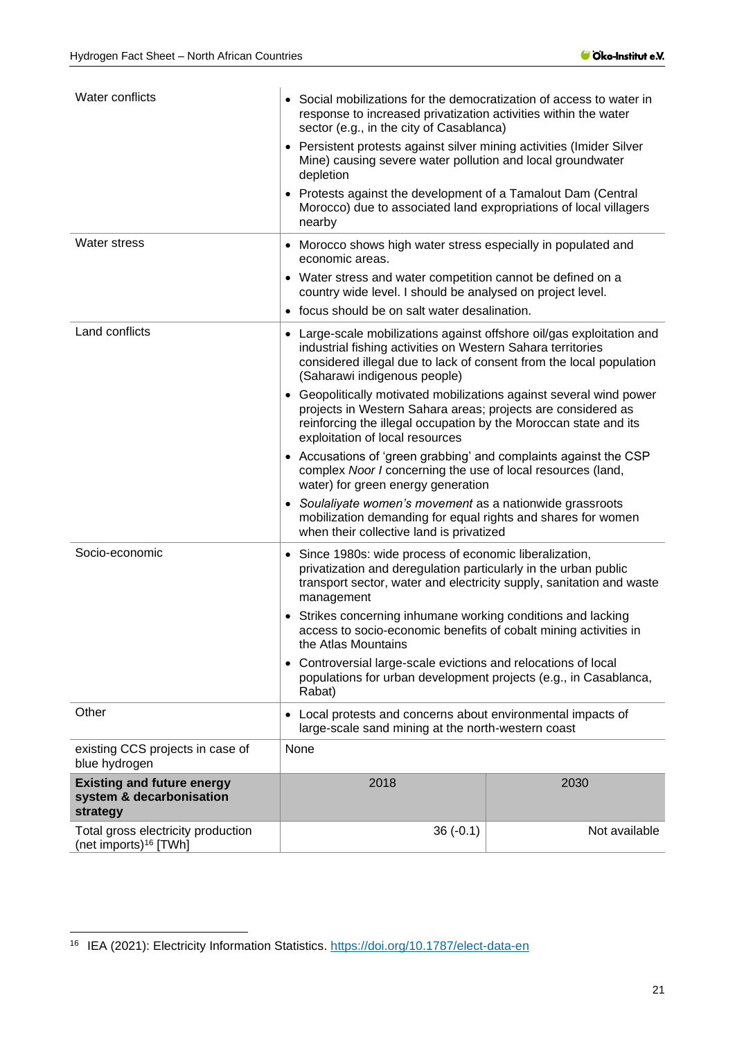| | | |
|---|---|---|
| Water conflicts | • Social mobilizations for the democratization of access to water in response to increased privatization activities within the water sector (e.g., in the city of Casablanca)<br>• Persistent protests against silver mining activities (Imider Silver Mine) causing severe water pollution and local groundwater depletion<br>• Protests against the development of a Tamalout Dam (Central Morocco) due to associated land expropriations of local villagers nearby | |
| Water stress | • Morocco shows high water stress especially in populated and economic areas.<br>• Water stress and water competition cannot be defined on a country wide level. I should be analysed on project level.<br>• focus should be on salt water desalination. | |
| Land conflicts | • Large-scale mobilizations against offshore oil/gas exploitation and industrial fishing activities on Western Sahara territories considered illegal due to lack of consent from the local population (Saharawi indigenous people)<br>• Geopolitically motivated mobilizations against several wind power projects in Western Sahara areas; projects are considered as reinforcing the illegal occupation by the Moroccan state and its exploitation of local resources<br>• Accusations of 'green grabbing' and complaints against the CSP complex *Noor I* concerning the use of local resources (land, water) for green energy generation<br>• *Soulaliyate women's movement* as a nationwide grassroots mobilization demanding for equal rights and shares for women when their collective land is privatized | |
| Socio-economic | • Since 1980s: wide process of economic liberalization, privatization and deregulation particularly in the urban public transport sector, water and electricity supply, sanitation and waste management<br>• Strikes concerning inhumane working conditions and lacking access to socio-economic benefits of cobalt mining activities in the Atlas Mountains<br>• Controversial large-scale evictions and relocations of local populations for urban development projects (e.g., in Casablanca, Rabat) | |
| Other | • Local protests and concerns about environmental impacts of large-scale sand mining at the north-western coast | |
| existing CCS projects in case of blue hydrogen | None | |
| **Existing and future energy system & decarbonisation strategy** | 2018 | 2030 |
| Total gross electricity production (net imports)[16] [TWh] | 36 (-0.1) | Not available |

[16] IEA (2021): Electricity Information Statistics. https://doi.org/10.1787/elect-data-en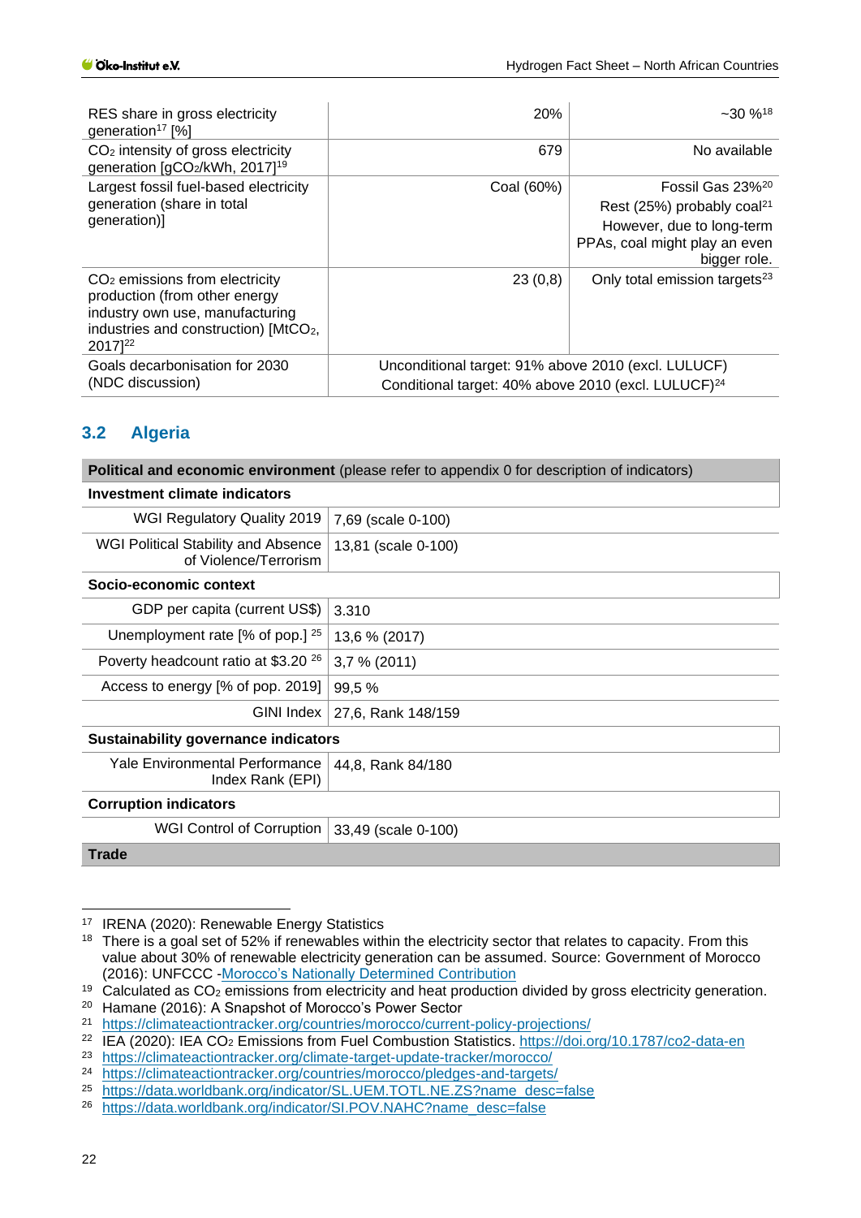| | | |
|---|---|---|
| RES share in gross electricity generation[17] [%] | 20% | ~30 %[18] |
| $CO_2$ intensity of gross electricity generation [g$CO_2$/kWh, 2017][19] | 679 | No available |
| Largest fossil fuel-based electricity generation (share in total generation)] | Coal (60%) | Fossil Gas 23%[20] Rest (25%) probably coal[21] However, due to long-term PPAs, coal might play an even bigger role. |
| $CO_2$ emissions from electricity production (from other energy industry own use, manufacturing industries and construction) [Mt$CO_2$, 2017][22] | 23 (0,8) | Only total emission targets[23] |
| Goals decarbonisation for 2030 (NDC discussion) | Unconditional target: 91% above 2010 (excl. LULUCF) Conditional target: 40% above 2010 (excl. LULUCF)[24] | |

## 3.2 Algeria

| **Political and economic environment** (please refer to appendix 0 for description of indicators) | |
|---|---|
| **Investment climate indicators** | |
| WGI Regulatory Quality 2019 | 7,69 (scale 0-100) |
| WGI Political Stability and Absence of Violence/Terrorism | 13,81 (scale 0-100) |
| **Socio-economic context** | |
| GDP per capita (current US$) | 3.310 |
| Unemployment rate [% of pop.] [25] | 13,6 % (2017) |
| Poverty headcount ratio at $3.20 [26] | 3,7 % (2011) |
| Access to energy [% of pop. 2019] | 99,5 % |
| GINI Index | 27,6, Rank 148/159 |
| **Sustainability governance indicators** | |
| Yale Environmental Performance Index Rank (EPI) | 44,8, Rank 84/180 |
| **Corruption indicators** | |
| WGI Control of Corruption | 33,49 (scale 0-100) |
| **Trade** | |

[17] IRENA (2020): Renewable Energy Statistics

[18] There is a goal set of 52% if renewables within the electricity sector that relates to capacity. From this value about 30% of renewable electricity generation can be assumed. Source: Government of Morocco (2016): UNFCCC -Morocco's Nationally Determined Contribution

[19] Calculated as $CO_2$ emissions from electricity and heat production divided by gross electricity generation.

[20] Hamane (2016): A Snapshot of Morocco's Power Sector

[21] https://climateactiontracker.org/countries/morocco/current-policy-projections/

[22] IEA (2020): IEA $CO_2$ Emissions from Fuel Combustion Statistics. https://doi.org/10.1787/co2-data-en

[23] https://climateactiontracker.org/climate-target-update-tracker/morocco/

[24] https://climateactiontracker.org/countries/morocco/pledges-and-targets/

[25] https://data.worldbank.org/indicator/SL.UEM.TOTL.NE.ZS?name_desc=false

[26] https://data.worldbank.org/indicator/SI.POV.NAHC?name_desc=false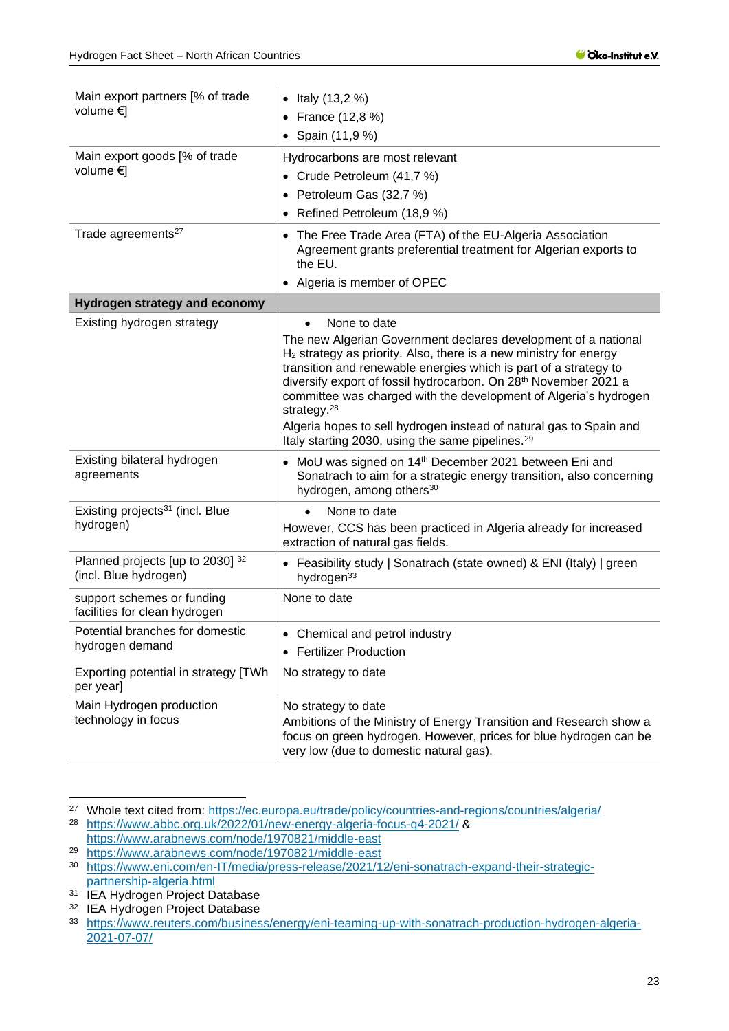| | |
|---|---|
| Main export partners [% of trade volume €] | • Italy (13,2 %)<br>• France (12,8 %)<br>• Spain (11,9 %) |
| Main export goods [% of trade volume €] | Hydrocarbons are most relevant<br>• Crude Petroleum (41,7 %)<br>• Petroleum Gas (32,7 %)<br>• Refined Petroleum (18,9 %) |
| Trade agreements[27] | • The Free Trade Area (FTA) of the EU-Algeria Association Agreement grants preferential treatment for Algerian exports to the EU.<br>• Algeria is member of OPEC |
| **Hydrogen strategy and economy** | |
| Existing hydrogen strategy | • None to date<br>The new Algerian Government declares development of a national $H_2$ strategy as priority. Also, there is a new ministry for energy transition and renewable energies which is part of a strategy to diversify export of fossil hydrocarbon. On 28th November 2021 a committee was charged with the development of Algeria's hydrogen strategy.[28]<br>Algeria hopes to sell hydrogen instead of natural gas to Spain and Italy starting 2030, using the same pipelines.[29] |
| Existing bilateral hydrogen agreements | • MoU was signed on 14th December 2021 between Eni and Sonatrach to aim for a strategic energy transition, also concerning hydrogen, among others[30] |
| Existing projects[31] (incl. Blue hydrogen) | • None to date<br>However, CCS has been practiced in Algeria already for increased extraction of natural gas fields. |
| Planned projects [up to 2030] [32] (incl. Blue hydrogen) | • Feasibility study \| Sonatrach (state owned) & ENI (Italy) \| green hydrogen[33] |
| support schemes or funding facilities for clean hydrogen | None to date |
| Potential branches for domestic hydrogen demand | • Chemical and petrol industry<br>• Fertilizer Production |
| Exporting potential in strategy [TWh per year] | No strategy to date |
| Main Hydrogen production technology in focus | No strategy to date<br>Ambitions of the Ministry of Energy Transition and Research show a focus on green hydrogen. However, prices for blue hydrogen can be very low (due to domestic natural gas). |

[27] Whole text cited from: https://ec.europa.eu/trade/policy/countries-and-regions/countries/algeria/

[28] https://www.abbc.org.uk/2022/01/new-energy-algeria-focus-q4-2021/ & https://www.arabnews.com/node/1970821/middle-east

[29] https://www.arabnews.com/node/1970821/middle-east

[30] https://www.eni.com/en-IT/media/press-release/2021/12/eni-sonatrach-expand-their-strategic-partnership-algeria.html

[31] IEA Hydrogen Project Database

[32] IEA Hydrogen Project Database

[33] https://www.reuters.com/business/energy/eni-teaming-up-with-sonatrach-production-hydrogen-algeria-2021-07-07/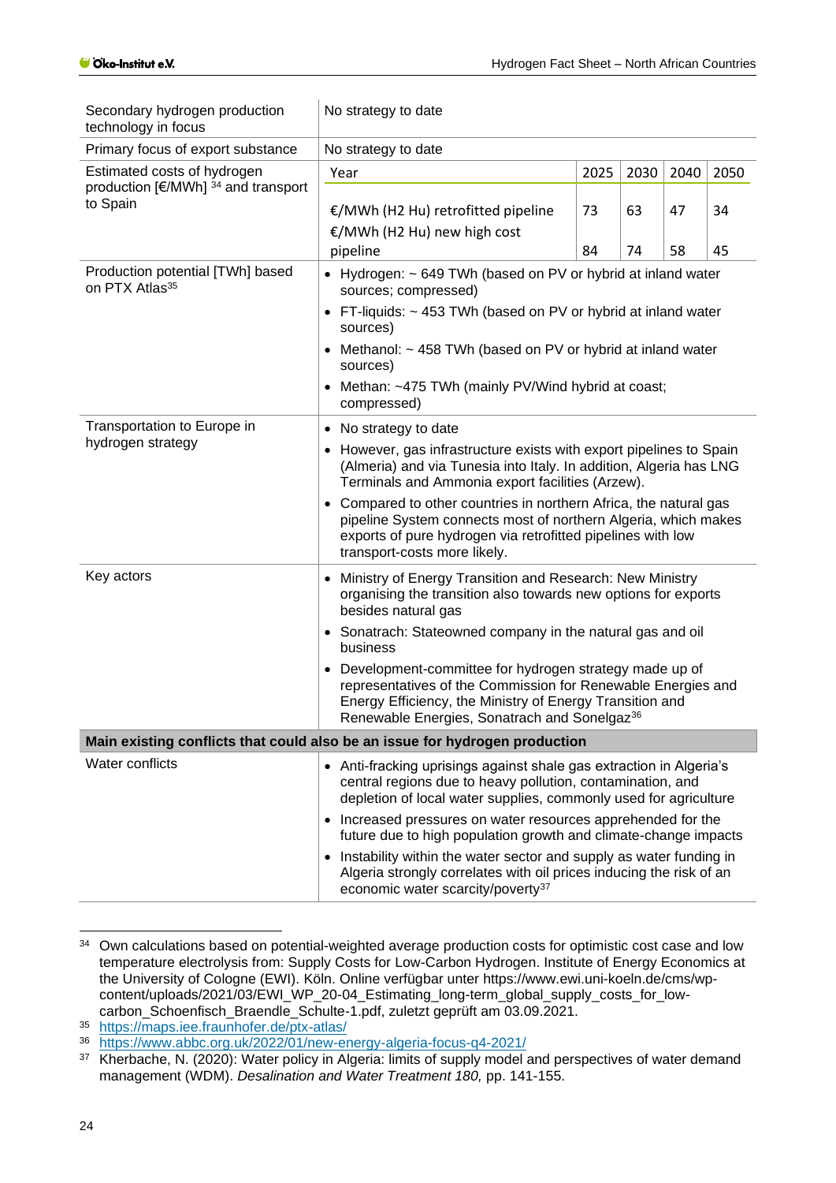| | |
|---|---|
| Secondary hydrogen production technology in focus | No strategy to date |
| Primary focus of export substance | No strategy to date |
| Estimated costs of hydrogen production [€/MWh] [34] and transport to Spain | Year: 2025 / 2030 / 2040 / 2050<br>€/MWh (H2 Hu) retrofitted pipeline: 73 / 63 / 47 / 34<br>€/MWh (H2 Hu) new high cost pipeline: 84 / 74 / 58 / 45 |
| Production potential [TWh] based on PTX Atlas[35] | • Hydrogen: ~ 649 TWh (based on PV or hybrid at inland water sources; compressed)<br>• FT-liquids: ~ 453 TWh (based on PV or hybrid at inland water sources)<br>• Methanol: ~ 458 TWh (based on PV or hybrid at inland water sources)<br>• Methan: ~475 TWh (mainly PV/Wind hybrid at coast; compressed) |
| Transportation to Europe in hydrogen strategy | • No strategy to date<br>• However, gas infrastructure exists with export pipelines to Spain (Almeria) and via Tunesia into Italy. In addition, Algeria has LNG Terminals and Ammonia export facilities (Arzew).<br>• Compared to other countries in northern Africa, the natural gas pipeline System connects most of northern Algeria, which makes exports of pure hydrogen via retrofitted pipelines with low transport-costs more likely. |
| Key actors | • Ministry of Energy Transition and Research: New Ministry organising the transition also towards new options for exports besides natural gas<br>• Sonatrach: Stateowned company in the natural gas and oil business<br>• Development-committee for hydrogen strategy made up of representatives of the Commission for Renewable Energies and Energy Efficiency, the Ministry of Energy Transition and Renewable Energies, Sonatrach and Sonelgaz[36] |
| **Main existing conflicts that could also be an issue for hydrogen production** | |
| Water conflicts | • Anti-fracking uprisings against shale gas extraction in Algeria's central regions due to heavy pollution, contamination, and depletion of local water supplies, commonly used for agriculture<br>• Increased pressures on water resources apprehended for the future due to high population growth and climate-change impacts<br>• Instability within the water sector and supply as water funding in Algeria strongly correlates with oil prices inducing the risk of an economic water scarcity/poverty[37] |

[34] Own calculations based on potential-weighted average production costs for optimistic cost case and low temperature electrolysis from: Supply Costs for Low-Carbon Hydrogen. Institute of Energy Economics at the University of Cologne (EWI). Köln. Online verfügbar unter https://www.ewi.uni-koeln.de/cms/wp-content/uploads/2021/03/EWI_WP_20-04_Estimating_long-term_global_supply_costs_for_low-carbon_Schoenfisch_Braendle_Schulte-1.pdf, zuletzt geprüft am 03.09.2021.

[35] https://maps.iee.fraunhofer.de/ptx-atlas/

[36] https://www.abbc.org.uk/2022/01/new-energy-algeria-focus-q4-2021/

[37] Kherbache, N. (2020): Water policy in Algeria: limits of supply model and perspectives of water demand management (WDM). *Desalination and Water Treatment 180,* pp. 141-155.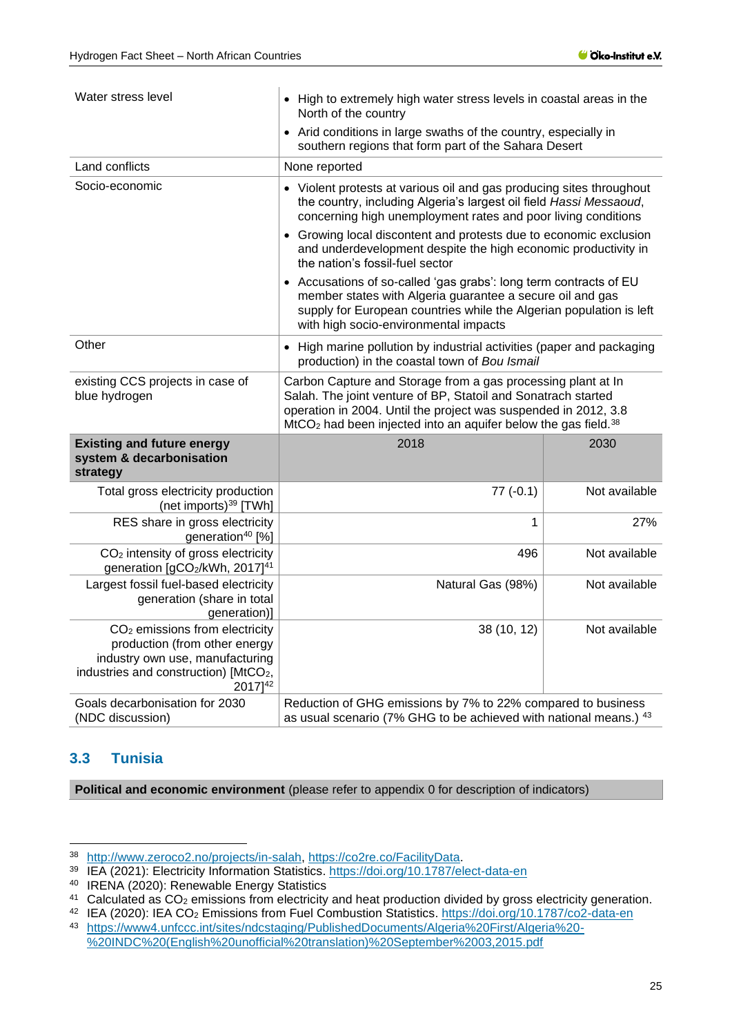| | | |
|---|---|---|
| Water stress level | • High to extremely high water stress levels in coastal areas in the North of the country<br>• Arid conditions in large swaths of the country, especially in southern regions that form part of the Sahara Desert | |
| Land conflicts | None reported | |
| Socio-economic | • Violent protests at various oil and gas producing sites throughout the country, including Algeria's largest oil field *Hassi Messaoud*, concerning high unemployment rates and poor living conditions<br>• Growing local discontent and protests due to economic exclusion and underdevelopment despite the high economic productivity in the nation's fossil-fuel sector<br>• Accusations of so-called 'gas grabs': long term contracts of EU member states with Algeria guarantee a secure oil and gas supply for European countries while the Algerian population is left with high socio-environmental impacts | |
| Other | • High marine pollution by industrial activities (paper and packaging production) in the coastal town of *Bou Ismail* | |
| existing CCS projects in case of blue hydrogen | Carbon Capture and Storage from a gas processing plant at In Salah. The joint venture of BP, Statoil and Sonatrach started operation in 2004. Until the project was suspended in 2012, 3.8 $MtCO_2$ had been injected into an aquifer below the gas field.[38] | |
| **Existing and future energy system & decarbonisation strategy** | 2018 | 2030 |
| Total gross electricity production (net imports)[39] [TWh] | 77 (-0.1) | Not available |
| RES share in gross electricity generation[40] [%] | 1 | 27% |
| $CO_2$ intensity of gross electricity generation [$gCO_2$/kWh, 2017][41] | 496 | Not available |
| Largest fossil fuel-based electricity generation (share in total generation)] | Natural Gas (98%) | Not available |
| $CO_2$ emissions from electricity production (from other energy industry own use, manufacturing industries and construction) [$MtCO_2$, 2017][42] | 38 (10, 12) | Not available |
| Goals decarbonisation for 2030 (NDC discussion) | Reduction of GHG emissions by 7% to 22% compared to business as usual scenario (7% GHG to be achieved with national means.) [43] | |

## 3.3 Tunisia

**Political and economic environment** (please refer to appendix 0 for description of indicators)

---

[38] http://www.zeroco2.no/projects/in-salah, https://co2re.co/FacilityData.

[39] IEA (2021): Electricity Information Statistics. https://doi.org/10.1787/elect-data-en

[40] IRENA (2020): Renewable Energy Statistics

[41] Calculated as $CO_2$ emissions from electricity and heat production divided by gross electricity generation.

[42] IEA (2020): IEA $CO_2$ Emissions from Fuel Combustion Statistics. https://doi.org/10.1787/co2-data-en

[43] https://www4.unfccc.int/sites/ndcstaging/PublishedDocuments/Algeria%20First/Algeria%20-%20INDC%20(English%20unofficial%20translation)%20September%2003,2015.pdf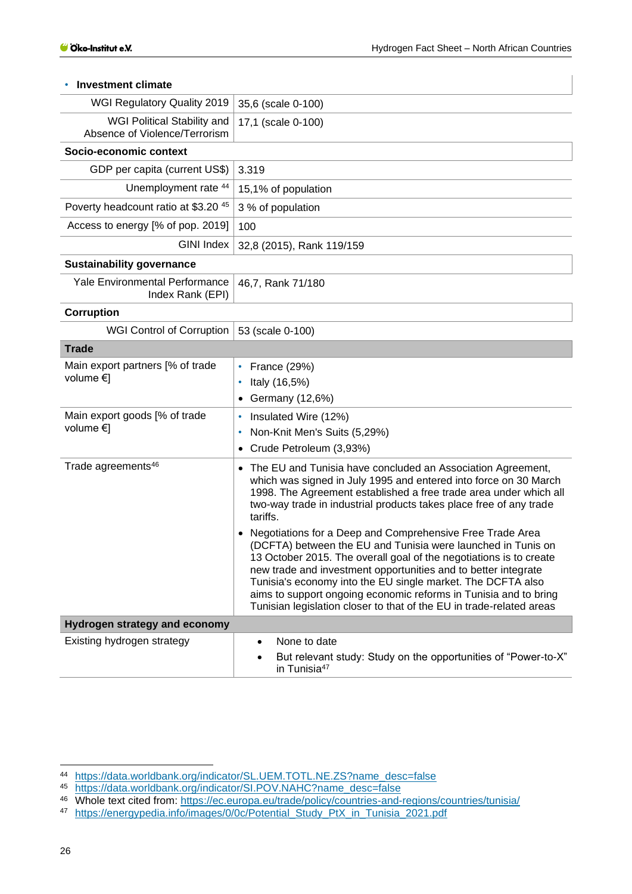| • **Investment climate** | |
|---|---|
| WGI Regulatory Quality 2019 | 35,6 (scale 0-100) |
| WGI Political Stability and Absence of Violence/Terrorism | 17,1 (scale 0-100) |
| **Socio-economic context** | |
| GDP per capita (current US$) | 3.319 |
| Unemployment rate [44] | 15,1% of population |
| Poverty headcount ratio at $3.20 [45] | 3 % of population |
| Access to energy [% of pop. 2019] | 100 |
| GINI Index | 32,8 (2015), Rank 119/159 |
| **Sustainability governance** | |
| Yale Environmental Performance Index Rank (EPI) | 46,7, Rank 71/180 |
| **Corruption** | |
| WGI Control of Corruption | 53 (scale 0-100) |
| **Trade** | |
| Main export partners [% of trade volume €] | • France (29%)<br>• Italy (16,5%)<br>• Germany (12,6%) |
| Main export goods [% of trade volume €] | • Insulated Wire (12%)<br>• Non-Knit Men's Suits (5,29%)<br>• Crude Petroleum (3,93%) |
| Trade agreements[46] | • The EU and Tunisia have concluded an Association Agreement, which was signed in July 1995 and entered into force on 30 March 1998. The Agreement established a free trade area under which all two-way trade in industrial products takes place free of any trade tariffs.<br>• Negotiations for a Deep and Comprehensive Free Trade Area (DCFTA) between the EU and Tunisia were launched in Tunis on 13 October 2015. The overall goal of the negotiations is to create new trade and investment opportunities and to better integrate Tunisia's economy into the EU single market. The DCFTA also aims to support ongoing economic reforms in Tunisia and to bring Tunisian legislation closer to that of the EU in trade-related areas |
| **Hydrogen strategy and economy** | |
| Existing hydrogen strategy | • None to date<br>• But relevant study: Study on the opportunities of "Power-to-X" in Tunisia[47] |

[44] https://data.worldbank.org/indicator/SL.UEM.TOTL.NE.ZS?name_desc=false
[45] https://data.worldbank.org/indicator/SI.POV.NAHC?name_desc=false
[46] Whole text cited from: https://ec.europa.eu/trade/policy/countries-and-regions/countries/tunisia/
[47] https://energypedia.info/images/0/0c/Potential_Study_PtX_in_Tunisia_2021.pdf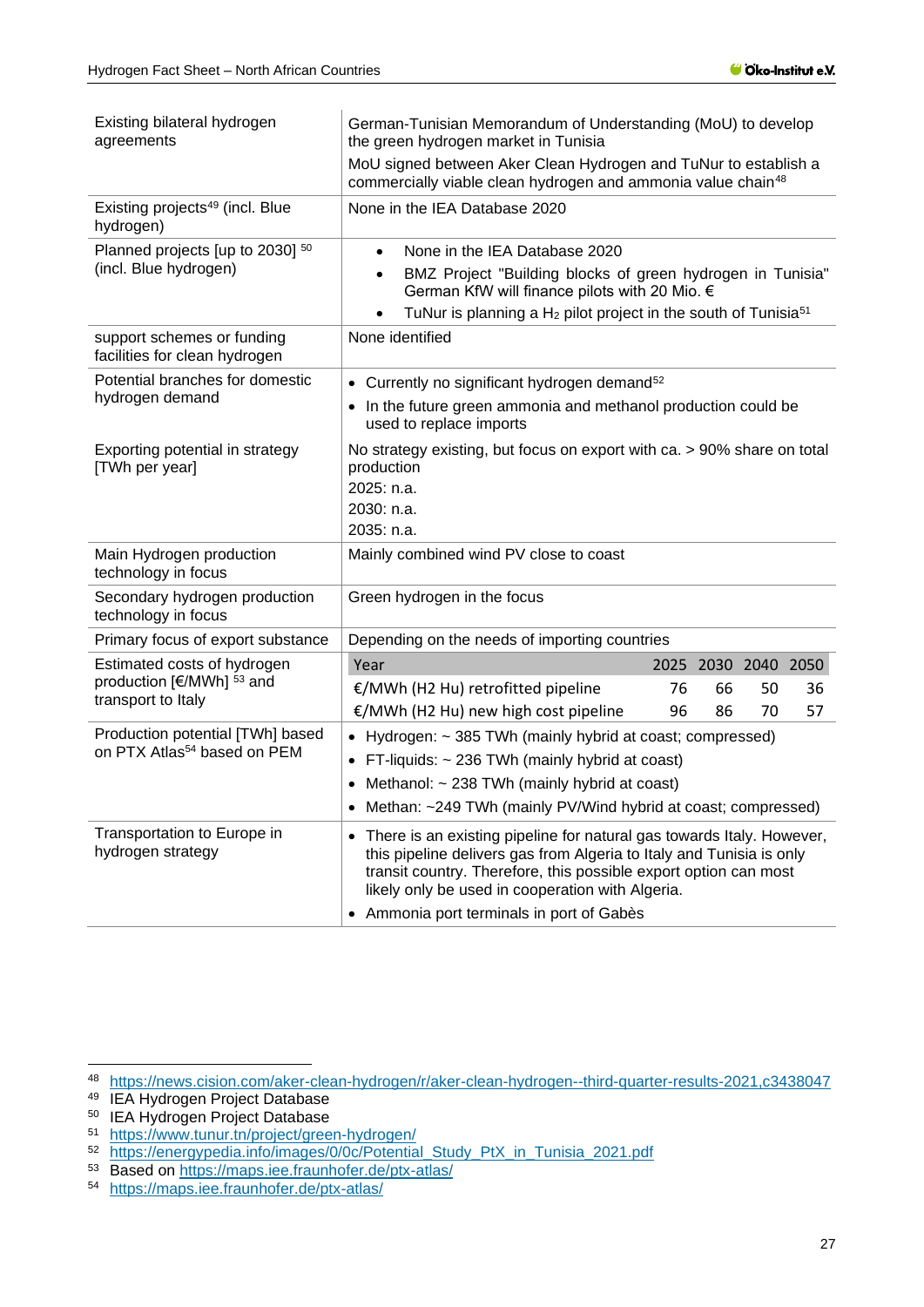| | |
|---|---|
| Existing bilateral hydrogen agreements | German-Tunisian Memorandum of Understanding (MoU) to develop the green hydrogen market in Tunisia<br>MoU signed between Aker Clean Hydrogen and TuNur to establish a commercially viable clean hydrogen and ammonia value chain[48] |
| Existing projects[49] (incl. Blue hydrogen) | None in the IEA Database 2020 |
| Planned projects [up to 2030] [50] (incl. Blue hydrogen) | • None in the IEA Database 2020<br>• BMZ Project "Building blocks of green hydrogen in Tunisia" German KfW will finance pilots with 20 Mio. €<br>• TuNur is planning a $H_2$ pilot project in the south of Tunisia[51] |
| support schemes or funding facilities for clean hydrogen | None identified |
| Potential branches for domestic hydrogen demand | • Currently no significant hydrogen demand[52]<br>• In the future green ammonia and methanol production could be used to replace imports |
| Exporting potential in strategy [TWh per year] | No strategy existing, but focus on export with ca. > 90% share on total production<br>2025: n.a.<br>2030: n.a.<br>2035: n.a. |
| Main Hydrogen production technology in focus | Mainly combined wind PV close to coast |
| Secondary hydrogen production technology in focus | Green hydrogen in the focus |
| Primary focus of export substance | Depending on the needs of importing countries |
| Estimated costs of hydrogen production [€/MWh] [53] and transport to Italy | Year: 2025 / 2030 / 2040 / 2050<br>€/MWh (H2 Hu) retrofitted pipeline: 76 / 66 / 50 / 36<br>€/MWh (H2 Hu) new high cost pipeline: 96 / 86 / 70 / 57 |
| Production potential [TWh] based on PTX Atlas[54] based on PEM | • Hydrogen: ~ 385 TWh (mainly hybrid at coast; compressed)<br>• FT-liquids: ~ 236 TWh (mainly hybrid at coast)<br>• Methanol: ~ 238 TWh (mainly hybrid at coast)<br>• Methan: ~249 TWh (mainly PV/Wind hybrid at coast; compressed) |
| Transportation to Europe in hydrogen strategy | • There is an existing pipeline for natural gas towards Italy. However, this pipeline delivers gas from Algeria to Italy and Tunisia is only transit country. Therefore, this possible export option can most likely only be used in cooperation with Algeria.<br>• Ammonia port terminals in port of Gabès |

Estimated costs of hydrogen production [€/MWh] and transport to Italy:

| Year | 2025 | 2030 | 2040 | 2050 |
|---|---|---|---|---|
| €/MWh (H2 Hu) retrofitted pipeline | 76 | 66 | 50 | 36 |
| €/MWh (H2 Hu) new high cost pipeline | 96 | 86 | 70 | 57 |

---

48 https://news.cision.com/aker-clean-hydrogen/r/aker-clean-hydrogen--third-quarter-results-2021,c3438047
49 IEA Hydrogen Project Database
50 IEA Hydrogen Project Database
51 https://www.tunur.tn/project/green-hydrogen/
52 https://energypedia.info/images/0/0c/Potential_Study_PtX_in_Tunisia_2021.pdf
53 Based on https://maps.iee.fraunhofer.de/ptx-atlas/
54 https://maps.iee.fraunhofer.de/ptx-atlas/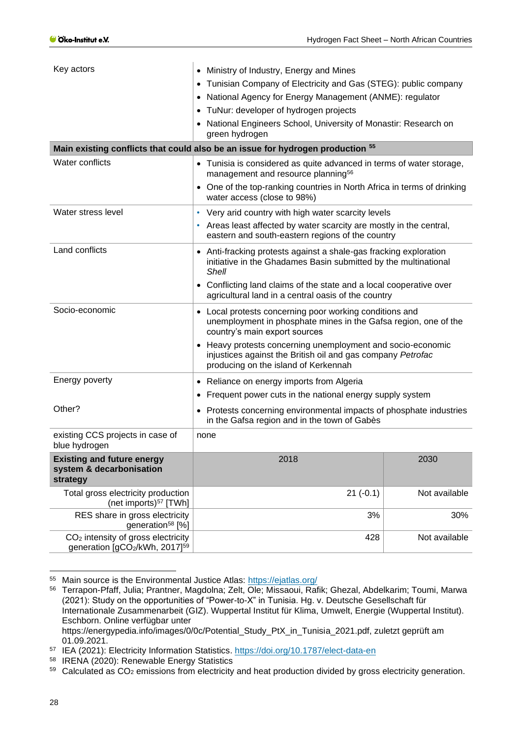| | | |
|---|---|---|
| Key actors | • Ministry of Industry, Energy and Mines<br>• Tunisian Company of Electricity and Gas (STEG): public company<br>• National Agency for Energy Management (ANME): regulator<br>• TuNur: developer of hydrogen projects<br>• National Engineers School, University of Monastir: Research on green hydrogen | |
| **Main existing conflicts that could also be an issue for hydrogen production** [55] | | |
| Water conflicts | • Tunisia is considered as quite advanced in terms of water storage, management and resource planning[56]<br>• One of the top-ranking countries in North Africa in terms of drinking water access (close to 98%) | |
| Water stress level | • Very arid country with high water scarcity levels<br>• Areas least affected by water scarcity are mostly in the central, eastern and south-eastern regions of the country | |
| Land conflicts | • Anti-fracking protests against a shale-gas fracking exploration initiative in the Ghadames Basin submitted by the multinational *Shell*<br>• Conflicting land claims of the state and a local cooperative over agricultural land in a central oasis of the country | |
| Socio-economic | • Local protests concerning poor working conditions and unemployment in phosphate mines in the Gafsa region, one of the country's main export sources<br>• Heavy protests concerning unemployment and socio-economic injustices against the British oil and gas company *Petrofac* producing on the island of Kerkennah | |
| Energy poverty | • Reliance on energy imports from Algeria<br>• Frequent power cuts in the national energy supply system | |
| Other? | • Protests concerning environmental impacts of phosphate industries in the Gafsa region and in the town of Gabès | |
| existing CCS projects in case of blue hydrogen | none | |
| **Existing and future energy system & decarbonisation strategy** | 2018 | 2030 |
| Total gross electricity production (net imports)[57] [TWh] | 21 (-0.1) | Not available |
| RES share in gross electricity generation[58] [%] | 3% | 30% |
| $CO_2$ intensity of gross electricity generation [$gCO_2$/kWh, 2017][59] | 428 | Not available |

[55] Main source is the Environmental Justice Atlas: https://ejatlas.org/

[56] Terrapon-Pfaff, Julia; Prantner, Magdolna; Zelt, Ole; Missaoui, Rafik; Ghezal, Abdelkarim; Toumi, Marwa (2021): Study on the opportunities of "Power-to-X" in Tunisia. Hg. v. Deutsche Gesellschaft für Internationale Zusammenarbeit (GIZ). Wuppertal Institut für Klima, Umwelt, Energie (Wuppertal Institut). Eschborn. Online verfügbar unter https://energypedia.info/images/0/0c/Potential_Study_PtX_in_Tunisia_2021.pdf, zuletzt geprüft am 01.09.2021.

[57] IEA (2021): Electricity Information Statistics. https://doi.org/10.1787/elect-data-en

[58] IRENA (2020): Renewable Energy Statistics

[59] Calculated as $CO_2$ emissions from electricity and heat production divided by gross electricity generation.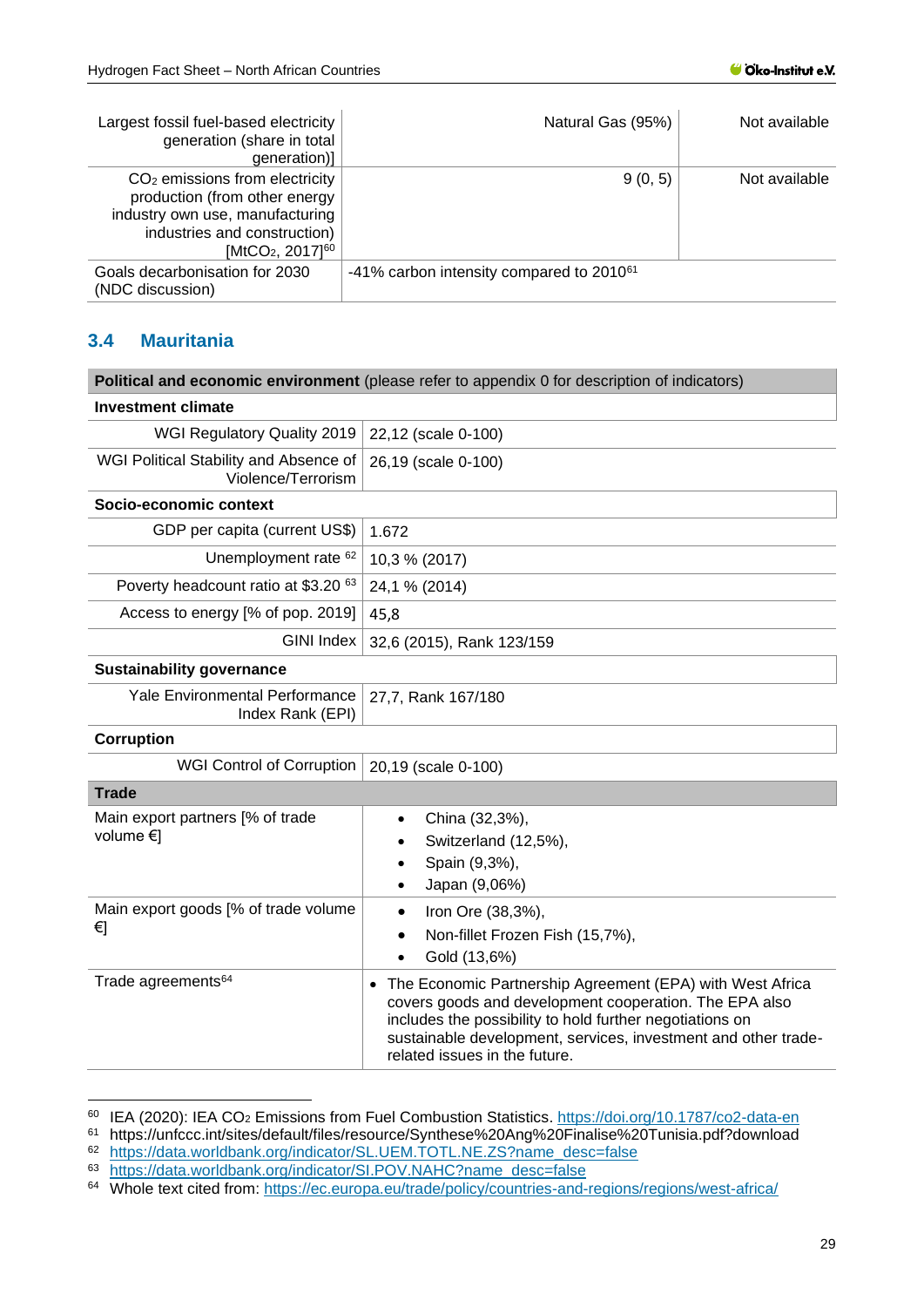| | | |
|---|---|---|
| Largest fossil fuel-based electricity generation (share in total generation)] | Natural Gas (95%) | Not available |
| $CO_2$ emissions from electricity production (from other energy industry own use, manufacturing industries and construction) [$MtCO_2$, 2017][60] | 9 (0, 5) | Not available |
| Goals decarbonisation for 2030 (NDC discussion) | -41% carbon intensity compared to 2010[61] | |

## 3.4 Mauritania

| **Political and economic environment** (please refer to appendix 0 for description of indicators) | |
|---|---|
| **Investment climate** | |
| WGI Regulatory Quality 2019 | 22,12 (scale 0-100) |
| WGI Political Stability and Absence of Violence/Terrorism | 26,19 (scale 0-100) |
| **Socio-economic context** | |
| GDP per capita (current US$) | 1.672 |
| Unemployment rate [62] | 10,3 % (2017) |
| Poverty headcount ratio at $3.20 [63] | 24,1 % (2014) |
| Access to energy [% of pop. 2019] | 45,8 |
| GINI Index | 32,6 (2015), Rank 123/159 |
| **Sustainability governance** | |
| Yale Environmental Performance Index Rank (EPI) | 27,7, Rank 167/180 |
| **Corruption** | |
| WGI Control of Corruption | 20,19 (scale 0-100) |
| **Trade** | |
| Main export partners [% of trade volume €] | • China (32,3%), <br>• Switzerland (12,5%), <br>• Spain (9,3%), <br>• Japan (9,06%) |
| Main export goods [% of trade volume €] | • Iron Ore (38,3%), <br>• Non-fillet Frozen Fish (15,7%), <br>• Gold (13,6%) |
| Trade agreements[64] | • The Economic Partnership Agreement (EPA) with West Africa covers goods and development cooperation. The EPA also includes the possibility to hold further negotiations on sustainable development, services, investment and other trade-related issues in the future. |

[60] IEA (2020): IEA $CO_2$ Emissions from Fuel Combustion Statistics. https://doi.org/10.1787/co2-data-en

[61] https://unfccc.int/sites/default/files/resource/Synthese%20Ang%20Finalise%20Tunisia.pdf?download

[62] https://data.worldbank.org/indicator/SL.UEM.TOTL.NE.ZS?name_desc=false

[63] https://data.worldbank.org/indicator/SI.POV.NAHC?name_desc=false

[64] Whole text cited from: https://ec.europa.eu/trade/policy/countries-and-regions/regions/west-africa/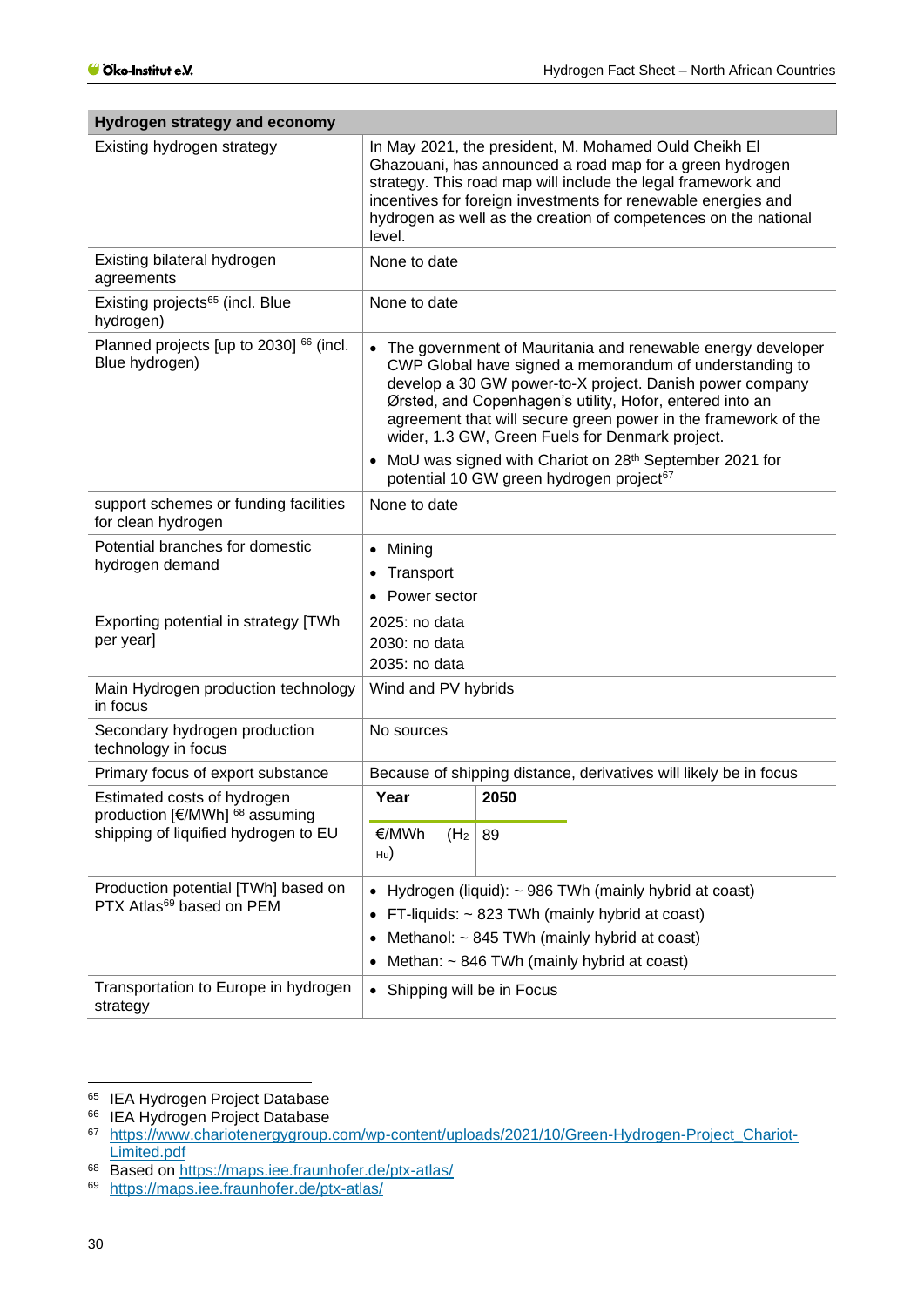| Hydrogen strategy and economy | |
|---|---|
| Existing hydrogen strategy | In May 2021, the president, M. Mohamed Ould Cheikh El Ghazouani, has announced a road map for a green hydrogen strategy. This road map will include the legal framework and incentives for foreign investments for renewable energies and hydrogen as well as the creation of competences on the national level. |
| Existing bilateral hydrogen agreements | None to date |
| Existing projects[65] (incl. Blue hydrogen) | None to date |
| Planned projects [up to 2030] [66] (incl. Blue hydrogen) | • The government of Mauritania and renewable energy developer CWP Global have signed a memorandum of understanding to develop a 30 GW power-to-X project. Danish power company Ørsted, and Copenhagen's utility, Hofor, entered into an agreement that will secure green power in the framework of the wider, 1.3 GW, Green Fuels for Denmark project.<br>• MoU was signed with Chariot on 28th September 2021 for potential 10 GW green hydrogen project[67] |
| support schemes or funding facilities for clean hydrogen | None to date |
| Potential branches for domestic hydrogen demand | • Mining<br>• Transport<br>• Power sector |
| Exporting potential in strategy [TWh per year] | 2025: no data<br>2030: no data<br>2035: no data |
| Main Hydrogen production technology in focus | Wind and PV hybrids |
| Secondary hydrogen production technology in focus | No sources |
| Primary focus of export substance | Because of shipping distance, derivatives will likely be in focus |
| Estimated costs of hydrogen production [€/MWh] [68] assuming shipping of liquified hydrogen to EU | **Year**: **2050**<br>€/MWh ($H_2$ $_{Hu}$): 89 |
| Production potential [TWh] based on PTX Atlas[69] based on PEM | • Hydrogen (liquid): ~ 986 TWh (mainly hybrid at coast)<br>• FT-liquids: ~ 823 TWh (mainly hybrid at coast)<br>• Methanol: ~ 845 TWh (mainly hybrid at coast)<br>• Methan: ~ 846 TWh (mainly hybrid at coast) |
| Transportation to Europe in hydrogen strategy | • Shipping will be in Focus |

[65] IEA Hydrogen Project Database
[66] IEA Hydrogen Project Database
[67] https://www.chariotenergygroup.com/wp-content/uploads/2021/10/Green-Hydrogen-Project_Chariot-Limited.pdf
[68] Based on https://maps.iee.fraunhofer.de/ptx-atlas/
[69] https://maps.iee.fraunhofer.de/ptx-atlas/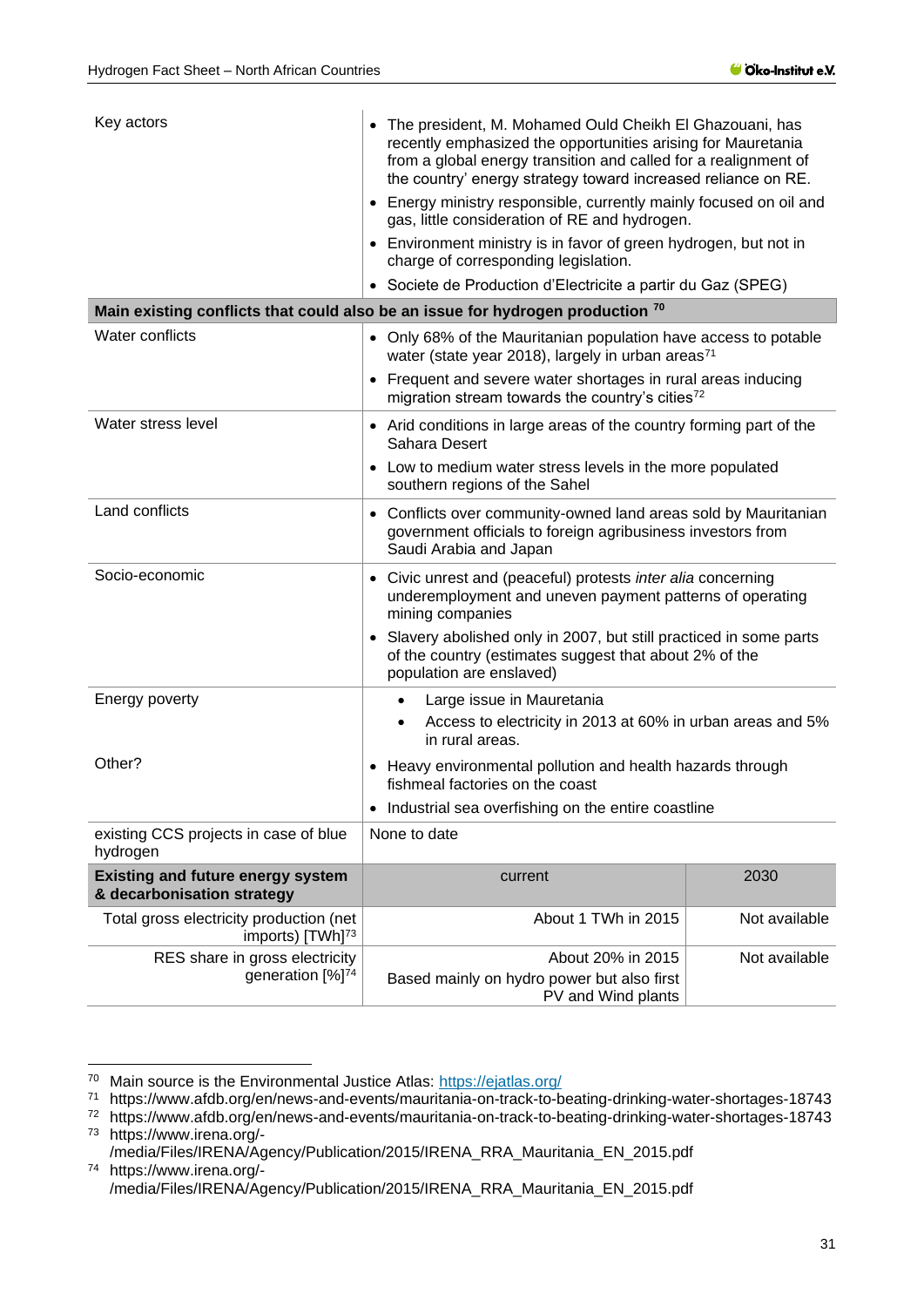| Key actors | • The president, M. Mohamed Ould Cheikh El Ghazouani, has recently emphasized the opportunities arising for Mauretania from a global energy transition and called for a realignment of the country' energy strategy toward increased reliance on RE.<br>• Energy ministry responsible, currently mainly focused on oil and gas, little consideration of RE and hydrogen.<br>• Environment ministry is in favor of green hydrogen, but not in charge of corresponding legislation.<br>• Societe de Production d'Electricite a partir du Gaz (SPEG) | |
|---|---|---|
| **Main existing conflicts that could also be an issue for hydrogen production [70]** | | |
| Water conflicts | • Only 68% of the Mauritanian population have access to potable water (state year 2018), largely in urban areas[71]<br>• Frequent and severe water shortages in rural areas inducing migration stream towards the country's cities[72] | |
| Water stress level | • Arid conditions in large areas of the country forming part of the Sahara Desert<br>• Low to medium water stress levels in the more populated southern regions of the Sahel | |
| Land conflicts | • Conflicts over community-owned land areas sold by Mauritanian government officials to foreign agribusiness investors from Saudi Arabia and Japan | |
| Socio-economic | • Civic unrest and (peaceful) protests *inter alia* concerning underemployment and uneven payment patterns of operating mining companies<br>• Slavery abolished only in 2007, but still practiced in some parts of the country (estimates suggest that about 2% of the population are enslaved) | |
| Energy poverty | • Large issue in Mauretania<br>• Access to electricity in 2013 at 60% in urban areas and 5% in rural areas. | |
| Other? | • Heavy environmental pollution and health hazards through fishmeal factories on the coast<br>• Industrial sea overfishing on the entire coastline | |
| existing CCS projects in case of blue hydrogen | None to date | |
| **Existing and future energy system & decarbonisation strategy** | current | 2030 |
| Total gross electricity production (net imports) [TWh][73] | About 1 TWh in 2015 | Not available |
| RES share in gross electricity generation [%][74] | About 20% in 2015<br>Based mainly on hydro power but also first PV and Wind plants | Not available |

---

[70] Main source is the Environmental Justice Atlas: https://ejatlas.org/

[71] https://www.afdb.org/en/news-and-events/mauritania-on-track-to-beating-drinking-water-shortages-18743

[72] https://www.afdb.org/en/news-and-events/mauritania-on-track-to-beating-drinking-water-shortages-18743

[73] https://www.irena.org/-/media/Files/IRENA/Agency/Publication/2015/IRENA_RRA_Mauritania_EN_2015.pdf

[74] https://www.irena.org/-/media/Files/IRENA/Agency/Publication/2015/IRENA_RRA_Mauritania_EN_2015.pdf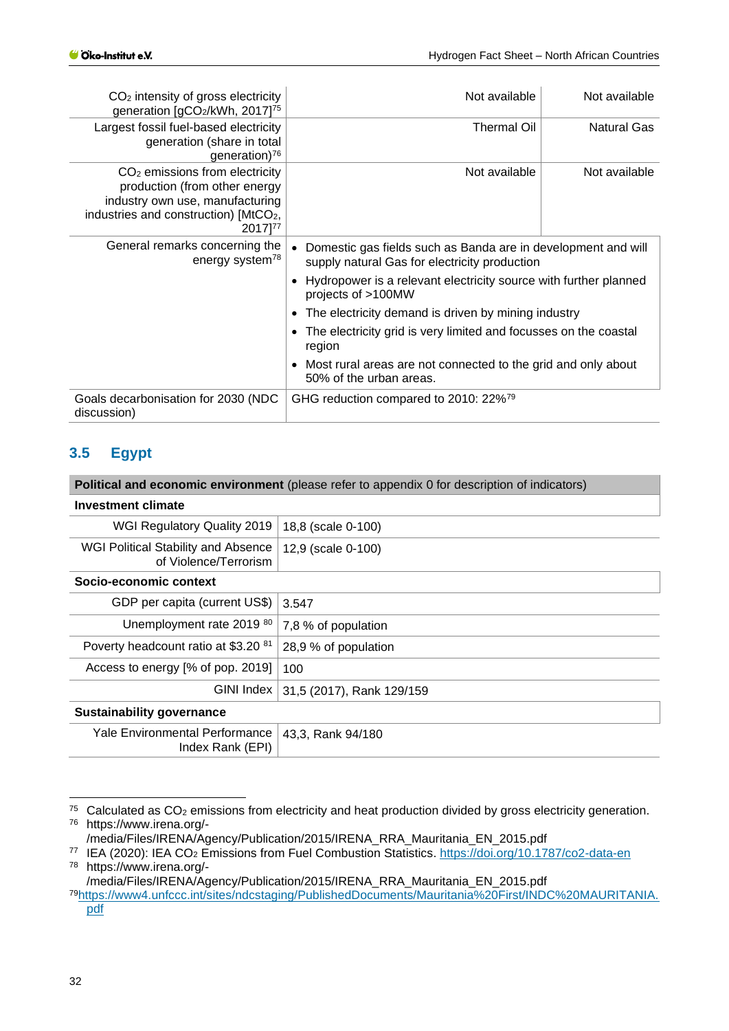| | | |
|---|---|---|
| $CO_2$ intensity of gross electricity generation [$gCO_2$/kWh, 2017][75] | Not available | Not available |
| Largest fossil fuel-based electricity generation (share in total generation)[76] | Thermal Oil | Natural Gas |
| $CO_2$ emissions from electricity production (from other energy industry own use, manufacturing industries and construction) [$MtCO_2$, 2017][77] | Not available | Not available |
| General remarks concerning the energy system[78] | • Domestic gas fields such as Banda are in development and will supply natural Gas for electricity production<br>• Hydropower is a relevant electricity source with further planned projects of >100MW<br>• The electricity demand is driven by mining industry<br>• The electricity grid is very limited and focusses on the coastal region<br>• Most rural areas are not connected to the grid and only about 50% of the urban areas. | |
| Goals decarbonisation for 2030 (NDC discussion) | GHG reduction compared to 2010: 22%[79] | |

## 3.5 Egypt

| **Political and economic environment** (please refer to appendix 0 for description of indicators) | |
|---|---|
| **Investment climate** | |
| WGI Regulatory Quality 2019 | 18,8 (scale 0-100) |
| WGI Political Stability and Absence of Violence/Terrorism | 12,9 (scale 0-100) |
| **Socio-economic context** | |
| GDP per capita (current US$) | 3.547 |
| Unemployment rate 2019 [80] | 7,8 % of population |
| Poverty headcount ratio at $3.20 [81] | 28,9 % of population |
| Access to energy [% of pop. 2019] | 100 |
| GINI Index | 31,5 (2017), Rank 129/159 |
| **Sustainability governance** | |
| Yale Environmental Performance Index Rank (EPI) | 43,3, Rank 94/180 |

---

[75] Calculated as $CO_2$ emissions from electricity and heat production divided by gross electricity generation.

[76] https://www.irena.org/-/media/Files/IRENA/Agency/Publication/2015/IRENA_RRA_Mauritania_EN_2015.pdf

[77] IEA (2020): IEA $CO_2$ Emissions from Fuel Combustion Statistics. https://doi.org/10.1787/co2-data-en

[78] https://www.irena.org/-/media/Files/IRENA/Agency/Publication/2015/IRENA_RRA_Mauritania_EN_2015.pdf

[79] https://www4.unfccc.int/sites/ndcstaging/PublishedDocuments/Mauritania%20First/INDC%20MAURITANIA.pdf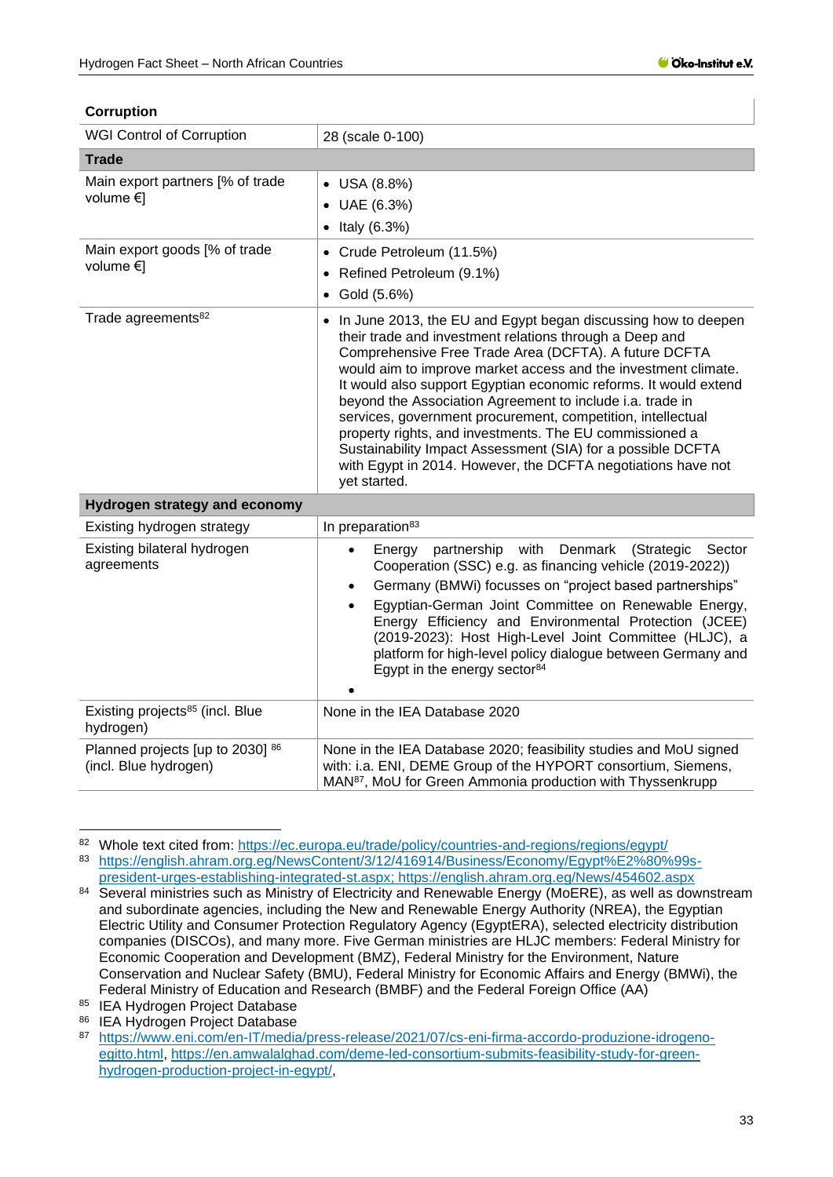| Corruption | |
|---|---|
| WGI Control of Corruption | 28 (scale 0-100) |
| **Trade** | |
| Main export partners [% of trade volume €] | • USA (8.8%)<br>• UAE (6.3%)<br>• Italy (6.3%) |
| Main export goods [% of trade volume €] | • Crude Petroleum (11.5%)<br>• Refined Petroleum (9.1%)<br>• Gold (5.6%) |
| Trade agreements[82] | • In June 2013, the EU and Egypt began discussing how to deepen their trade and investment relations through a Deep and Comprehensive Free Trade Area (DCFTA). A future DCFTA would aim to improve market access and the investment climate. It would also support Egyptian economic reforms. It would extend beyond the Association Agreement to include i.a. trade in services, government procurement, competition, intellectual property rights, and investments. The EU commissioned a Sustainability Impact Assessment (SIA) for a possible DCFTA with Egypt in 2014. However, the DCFTA negotiations have not yet started. |
| **Hydrogen strategy and economy** | |
| Existing hydrogen strategy | In preparation[83] |
| Existing bilateral hydrogen agreements | • Energy partnership with Denmark (Strategic Sector Cooperation (SSC) e.g. as financing vehicle (2019-2022))<br>• Germany (BMWi) focusses on "project based partnerships"<br>• Egyptian-German Joint Committee on Renewable Energy, Energy Efficiency and Environmental Protection (JCEE) (2019-2023): Host High-Level Joint Committee (HLJC), a platform for high-level policy dialogue between Germany and Egypt in the energy sector[84]<br>• |
| Existing projects[85] (incl. Blue hydrogen) | None in the IEA Database 2020 |
| Planned projects [up to 2030] [86] (incl. Blue hydrogen) | None in the IEA Database 2020; feasibility studies and MoU signed with: i.a. ENI, DEME Group of the HYPORT consortium, Siemens, MAN[87], MoU for Green Ammonia production with Thyssenkrupp |

[82] Whole text cited from: https://ec.europa.eu/trade/policy/countries-and-regions/regions/egypt/

[83] https://english.ahram.org.eg/NewsContent/3/12/416914/Business/Economy/Egypt%E2%80%99s-president-urges-establishing-integrated-st.aspx; https://english.ahram.org.eg/News/454602.aspx

[84] Several ministries such as Ministry of Electricity and Renewable Energy (MoERE), as well as downstream and subordinate agencies, including the New and Renewable Energy Authority (NREA), the Egyptian Electric Utility and Consumer Protection Regulatory Agency (EgyptERA), selected electricity distribution companies (DISCOs), and many more. Five German ministries are HLJC members: Federal Ministry for Economic Cooperation and Development (BMZ), Federal Ministry for the Environment, Nature Conservation and Nuclear Safety (BMU), Federal Ministry for Economic Affairs and Energy (BMWi), the Federal Ministry of Education and Research (BMBF) and the Federal Foreign Office (AA)

[85] IEA Hydrogen Project Database

[86] IEA Hydrogen Project Database

[87] https://www.eni.com/en-IT/media/press-release/2021/07/cs-eni-firma-accordo-produzione-idrogeno-egitto.html, https://en.amwalalghad.com/deme-led-consortium-submits-feasibility-study-for-green-hydrogen-production-project-in-egypt/,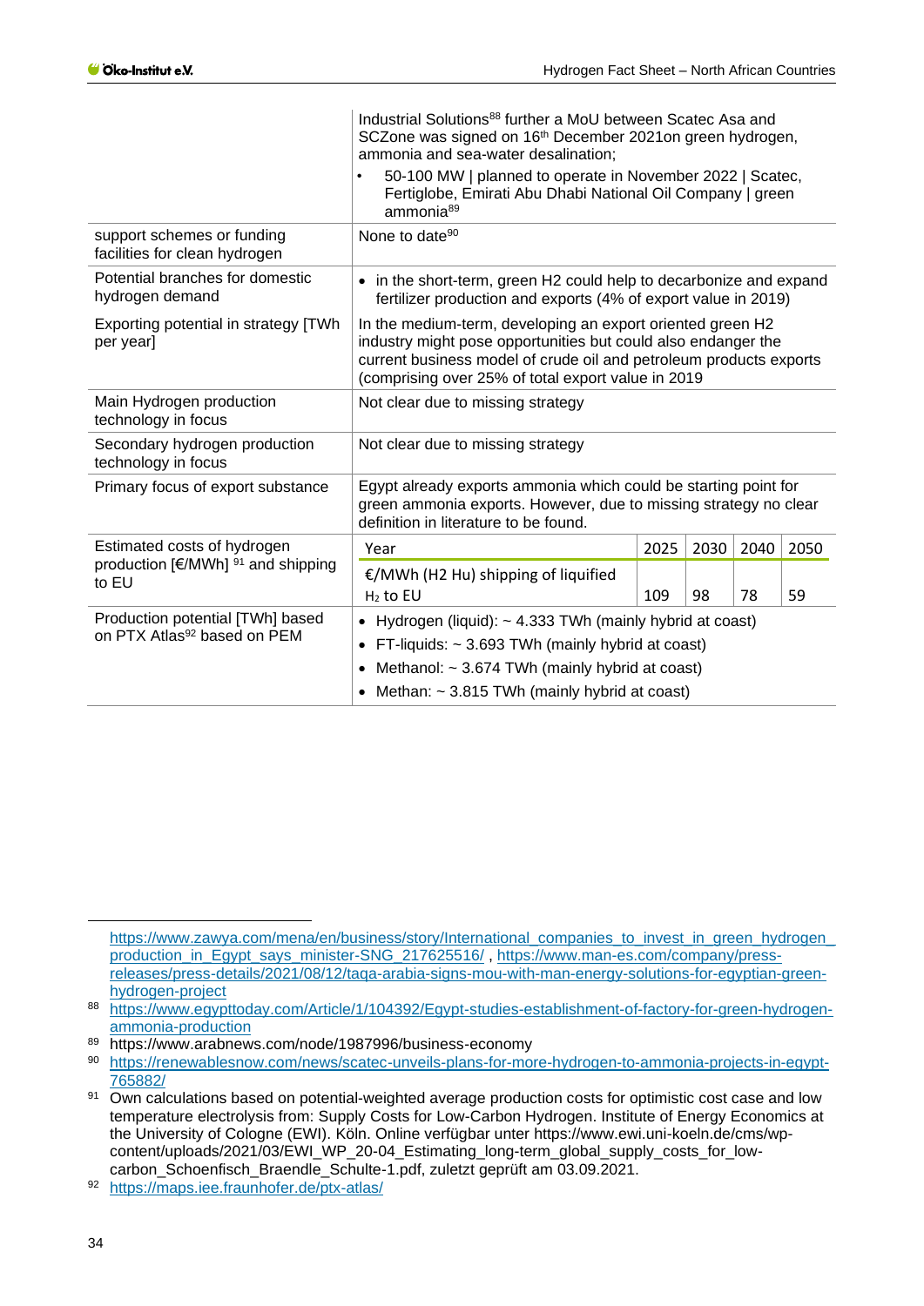| | |
|---|---|
| | Industrial Solutions[88] further a MoU between Scatec Asa and SCZone was signed on 16th December 2021on green hydrogen, ammonia and sea-water desalination;<br>• 50-100 MW \| planned to operate in November 2022 \| Scatec, Fertiglobe, Emirati Abu Dhabi National Oil Company \| green ammonia[89] |
| support schemes or funding facilities for clean hydrogen | None to date[90] |
| Potential branches for domestic hydrogen demand | • in the short-term, green H2 could help to decarbonize and expand fertilizer production and exports (4% of export value in 2019) |
| Exporting potential in strategy [TWh per year] | In the medium-term, developing an export oriented green H2 industry might pose opportunities but could also endanger the current business model of crude oil and petroleum products exports (comprising over 25% of total export value in 2019 |
| Main Hydrogen production technology in focus | Not clear due to missing strategy |
| Secondary hydrogen production technology in focus | Not clear due to missing strategy |
| Primary focus of export substance | Egypt already exports ammonia which could be starting point for green ammonia exports. However, due to missing strategy no clear definition in literature to be found. |
| Estimated costs of hydrogen production [€/MWh] [91] and shipping to EU | Year: 2025 / 2030 / 2040 / 2050<br>€/MWh (H2 Hu) shipping of liquified $H_2$ to EU: 109 / 98 / 78 / 59 |
| Production potential [TWh] based on PTX Atlas[92] based on PEM | • Hydrogen (liquid): ~ 4.333 TWh (mainly hybrid at coast)<br>• FT-liquids: ~ 3.693 TWh (mainly hybrid at coast)<br>• Methanol: ~ 3.674 TWh (mainly hybrid at coast)<br>• Methan: ~ 3.815 TWh (mainly hybrid at coast) |

https://www.zawya.com/mena/en/business/story/International_companies_to_invest_in_green_hydrogen_production_in_Egypt_says_minister-SNG_217625516/ , https://www.man-es.com/company/press-releases/press-details/2021/08/12/taqa-arabia-signs-mou-with-man-energy-solutions-for-egyptian-green-hydrogen-project

[88] https://www.egypttoday.com/Article/1/104392/Egypt-studies-establishment-of-factory-for-green-hydrogen-ammonia-production

[89] https://www.arabnews.com/node/1987996/business-economy

[90] https://renewablesnow.com/news/scatec-unveils-plans-for-more-hydrogen-to-ammonia-projects-in-egypt-765882/

[91] Own calculations based on potential-weighted average production costs for optimistic cost case and low temperature electrolysis from: Supply Costs for Low-Carbon Hydrogen. Institute of Energy Economics at the University of Cologne (EWI). Köln. Online verfügbar unter https://www.ewi.uni-koeln.de/cms/wp-content/uploads/2021/03/EWI_WP_20-04_Estimating_long-term_global_supply_costs_for_low-carbon_Schoenfisch_Braendle_Schulte-1.pdf, zuletzt geprüft am 03.09.2021.

[92] https://maps.iee.fraunhofer.de/ptx-atlas/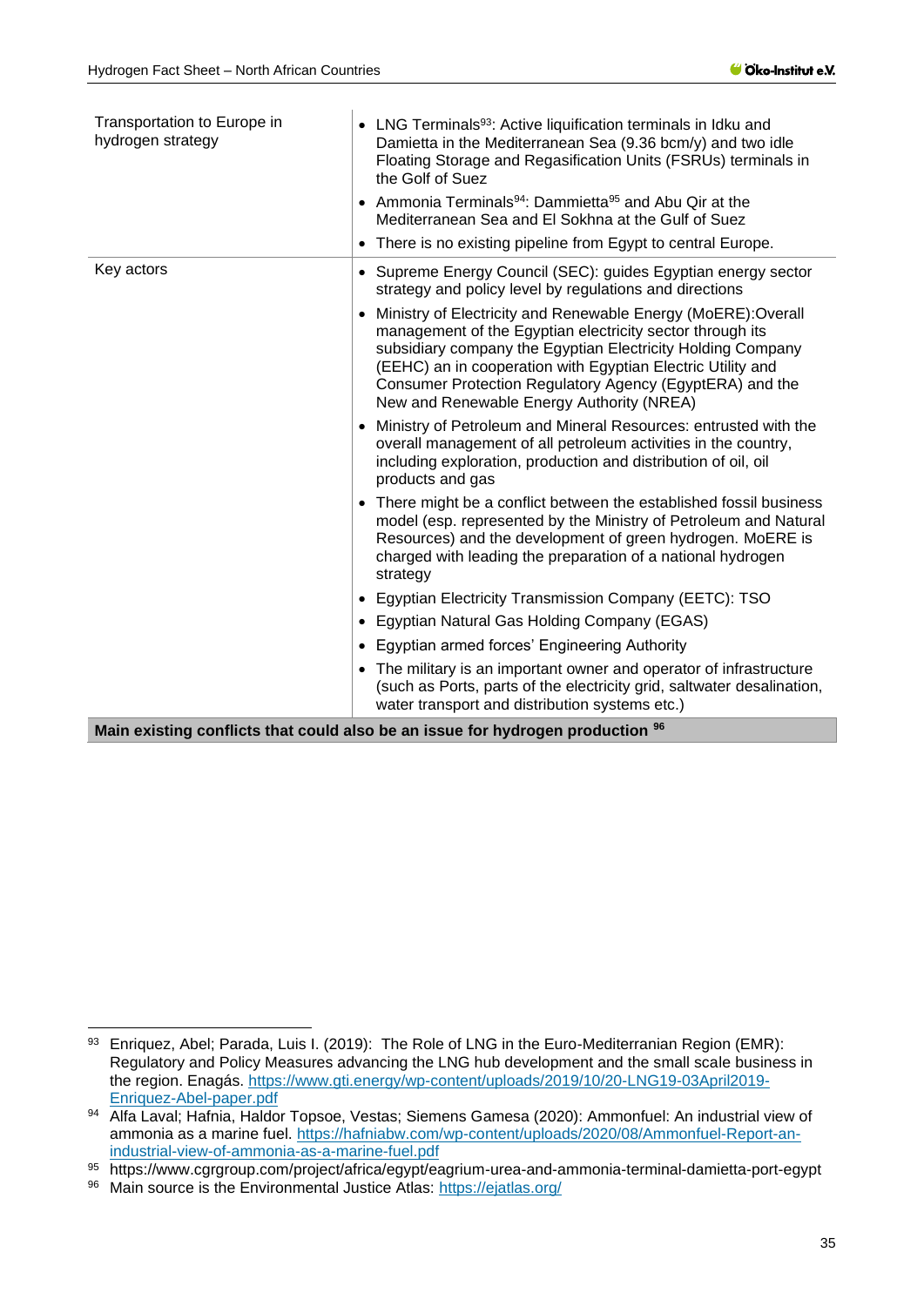| | |
|---|---|
| Transportation to Europe in hydrogen strategy | • LNG Terminals[93]: Active liquification terminals in Idku and Damietta in the Mediterranean Sea (9.36 bcm/y) and two idle Floating Storage and Regasification Units (FSRUs) terminals in the Golf of Suez<br>• Ammonia Terminals[94]: Dammietta[95] and Abu Qir at the Mediterranean Sea and El Sokhna at the Gulf of Suez<br>• There is no existing pipeline from Egypt to central Europe. |
| Key actors | • Supreme Energy Council (SEC): guides Egyptian energy sector strategy and policy level by regulations and directions<br>• Ministry of Electricity and Renewable Energy (MoERE):Overall management of the Egyptian electricity sector through its subsidiary company the Egyptian Electricity Holding Company (EEHC) an in cooperation with Egyptian Electric Utility and Consumer Protection Regulatory Agency (EgyptERA) and the New and Renewable Energy Authority (NREA)<br>• Ministry of Petroleum and Mineral Resources: entrusted with the overall management of all petroleum activities in the country, including exploration, production and distribution of oil, oil products and gas<br>• There might be a conflict between the established fossil business model (esp. represented by the Ministry of Petroleum and Natural Resources) and the development of green hydrogen. MoERE is charged with leading the preparation of a national hydrogen strategy<br>• Egyptian Electricity Transmission Company (EETC): TSO<br>• Egyptian Natural Gas Holding Company (EGAS)<br>• Egyptian armed forces' Engineering Authority<br>• The military is an important owner and operator of infrastructure (such as Ports, parts of the electricity grid, saltwater desalination, water transport and distribution systems etc.) |
| **Main existing conflicts that could also be an issue for hydrogen production [96]** | |

[93] Enriquez, Abel; Parada, Luis I. (2019): The Role of LNG in the Euro-Mediterranian Region (EMR): Regulatory and Policy Measures advancing the LNG hub development and the small scale business in the region. Enagás. https://www.gti.energy/wp-content/uploads/2019/10/20-LNG19-03April2019-Enriquez-Abel-paper.pdf

[94] Alfa Laval; Hafnia, Haldor Topsoe, Vestas; Siemens Gamesa (2020): Ammonfuel: An industrial view of ammonia as a marine fuel. https://hafniabw.com/wp-content/uploads/2020/08/Ammonfuel-Report-an-industrial-view-of-ammonia-as-a-marine-fuel.pdf

[95] https://www.cgrgroup.com/project/africa/egypt/eagrium-urea-and-ammonia-terminal-damietta-port-egypt

[96] Main source is the Environmental Justice Atlas: https://ejatlas.org/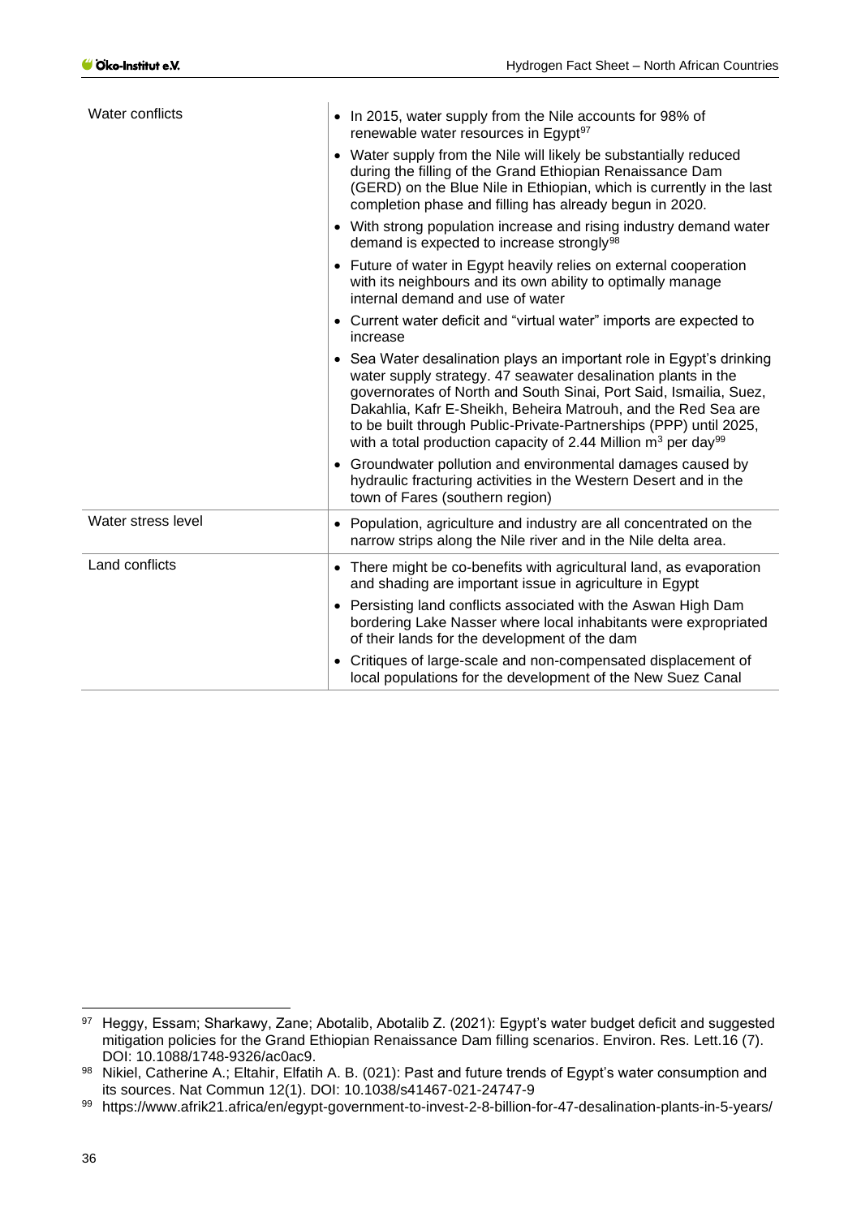| | |
|---|---|
| Water conflicts | • In 2015, water supply from the Nile accounts for 98% of renewable water resources in Egypt[97]<br>• Water supply from the Nile will likely be substantially reduced during the filling of the Grand Ethiopian Renaissance Dam (GERD) on the Blue Nile in Ethiopian, which is currently in the last completion phase and filling has already begun in 2020.<br>• With strong population increase and rising industry demand water demand is expected to increase strongly[98]<br>• Future of water in Egypt heavily relies on external cooperation with its neighbours and its own ability to optimally manage internal demand and use of water<br>• Current water deficit and "virtual water" imports are expected to increase<br>• Sea Water desalination plays an important role in Egypt's drinking water supply strategy. 47 seawater desalination plants in the governorates of North and South Sinai, Port Said, Ismailia, Suez, Dakahlia, Kafr E-Sheikh, Beheira Matrouh, and the Red Sea are to be built through Public-Private-Partnerships (PPP) until 2025, with a total production capacity of 2.44 Million $m^3$ per day[99]<br>• Groundwater pollution and environmental damages caused by hydraulic fracturing activities in the Western Desert and in the town of Fares (southern region) |
| Water stress level | • Population, agriculture and industry are all concentrated on the narrow strips along the Nile river and in the Nile delta area. |
| Land conflicts | • There might be co-benefits with agricultural land, as evaporation and shading are important issue in agriculture in Egypt<br>• Persisting land conflicts associated with the Aswan High Dam bordering Lake Nasser where local inhabitants were expropriated of their lands for the development of the dam<br>• Critiques of large-scale and non-compensated displacement of local populations for the development of the New Suez Canal |

[97] Heggy, Essam; Sharkawy, Zane; Abotalib, Abotalib Z. (2021): Egypt's water budget deficit and suggested mitigation policies for the Grand Ethiopian Renaissance Dam filling scenarios. Environ. Res. Lett.16 (7). DOI: 10.1088/1748-9326/ac0ac9.

[98] Nikiel, Catherine A.; Eltahir, Elfatih A. B. (021): Past and future trends of Egypt's water consumption and its sources. Nat Commun 12(1). DOI: 10.1038/s41467-021-24747-9

[99] https://www.afrik21.africa/en/egypt-government-to-invest-2-8-billion-for-47-desalination-plants-in-5-years/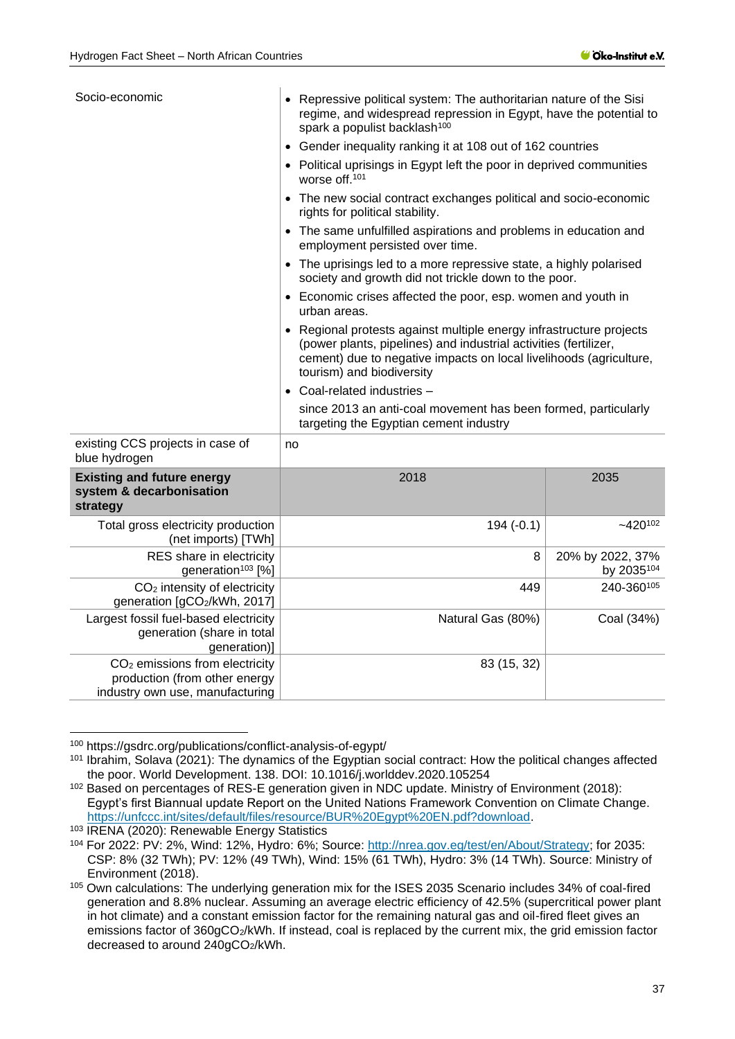| Socio-economic | • Repressive political system: The authoritarian nature of the Sisi regime, and widespread repression in Egypt, have the potential to spark a populist backlash[100]<br>• Gender inequality ranking it at 108 out of 162 countries<br>• Political uprisings in Egypt left the poor in deprived communities worse off.[101]<br>• The new social contract exchanges political and socio-economic rights for political stability.<br>• The same unfulfilled aspirations and problems in education and employment persisted over time.<br>• The uprisings led to a more repressive state, a highly polarised society and growth did not trickle down to the poor.<br>• Economic crises affected the poor, esp. women and youth in urban areas.<br>• Regional protests against multiple energy infrastructure projects (power plants, pipelines) and industrial activities (fertilizer, cement) due to negative impacts on local livelihoods (agriculture, tourism) and biodiversity<br>• Coal-related industries –<br>since 2013 an anti-coal movement has been formed, particularly targeting the Egyptian cement industry | |
|---|---|---|
| existing CCS projects in case of blue hydrogen | no | |
| **Existing and future energy system & decarbonisation strategy** | 2018 | 2035 |
| Total gross electricity production (net imports) [TWh] | 194 (-0.1) | ~420[102] |
| RES share in electricity generation[103] [%] | 8 | 20% by 2022, 37% by 2035[104] |
| $CO_2$ intensity of electricity generation [g$CO_2$/kWh, 2017] | 449 | 240-360[105] |
| Largest fossil fuel-based electricity generation (share in total generation)] | Natural Gas (80%) | Coal (34%) |
| $CO_2$ emissions from electricity production (from other energy industry own use, manufacturing | 83 (15, 32) | |

[100] https://gsdrc.org/publications/conflict-analysis-of-egypt/

[101] Ibrahim, Solava (2021): The dynamics of the Egyptian social contract: How the political changes affected the poor. World Development. 138. DOI: 10.1016/j.worlddev.2020.105254

[102] Based on percentages of RES-E generation given in NDC update. Ministry of Environment (2018): Egypt's first Biannual update Report on the United Nations Framework Convention on Climate Change. https://unfccc.int/sites/default/files/resource/BUR%20Egypt%20EN.pdf?download.

[103] IRENA (2020): Renewable Energy Statistics

[104] For 2022: PV: 2%, Wind: 12%, Hydro: 6%; Source: http://nrea.gov.eg/test/en/About/Strategy; for 2035: CSP: 8% (32 TWh); PV: 12% (49 TWh), Wind: 15% (61 TWh), Hydro: 3% (14 TWh). Source: Ministry of Environment (2018).

[105] Own calculations: The underlying generation mix for the ISES 2035 Scenario includes 34% of coal-fired generation and 8.8% nuclear. Assuming an average electric efficiency of 42.5% (supercritical power plant in hot climate) and a constant emission factor for the remaining natural gas and oil-fired fleet gives an emissions factor of 360g$CO_2$/kWh. If instead, coal is replaced by the current mix, the grid emission factor decreased to around 240g$CO_2$/kWh.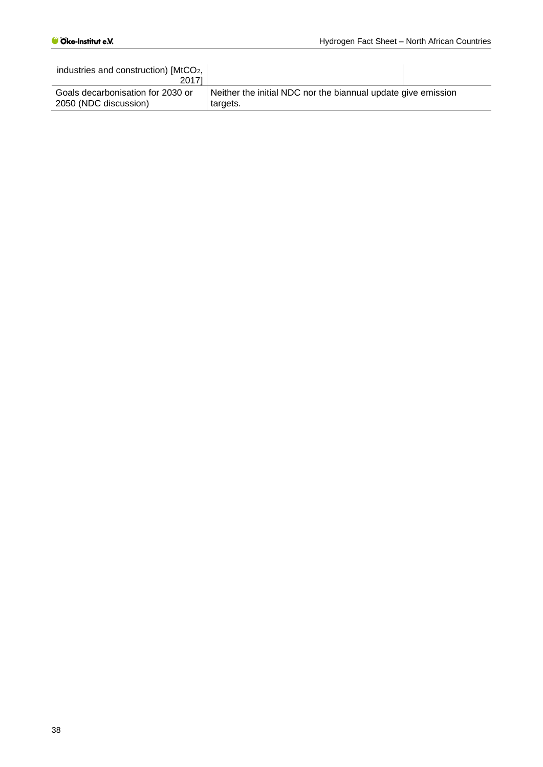| | | |
|---|---|---|
| industries and construction) [$MtCO_2$, 2017] | | |
| Goals decarbonisation for 2030 or 2050 (NDC discussion) | Neither the initial NDC nor the biannual update give emission targets. | |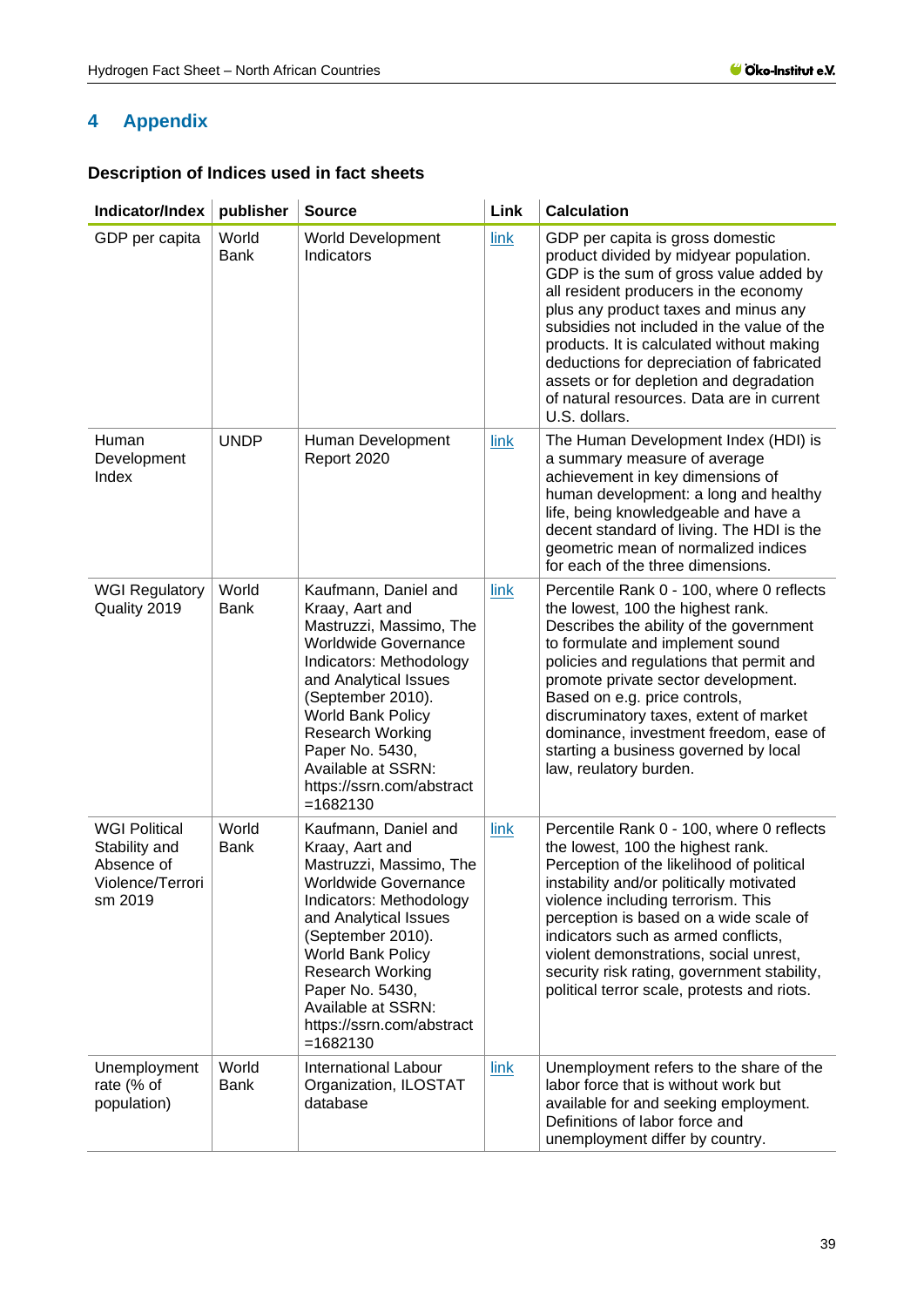# 4 Appendix

### Description of Indices used in fact sheets

| Indicator/Index | publisher | Source | Link | Calculation |
|---|---|---|---|---|
| GDP per capita | World Bank | World Development Indicators | link | GDP per capita is gross domestic product divided by midyear population. GDP is the sum of gross value added by all resident producers in the economy plus any product taxes and minus any subsidies not included in the value of the products. It is calculated without making deductions for depreciation of fabricated assets or for depletion and degradation of natural resources. Data are in current U.S. dollars. |
| Human Development Index | UNDP | Human Development Report 2020 | link | The Human Development Index (HDI) is a summary measure of average achievement in key dimensions of human development: a long and healthy life, being knowledgeable and have a decent standard of living. The HDI is the geometric mean of normalized indices for each of the three dimensions. |
| WGI Regulatory Quality 2019 | World Bank | Kaufmann, Daniel and Kraay, Aart and Mastruzzi, Massimo, The Worldwide Governance Indicators: Methodology and Analytical Issues (September 2010). World Bank Policy Research Working Paper No. 5430, Available at SSRN: https://ssrn.com/abstract=1682130 | link | Percentile Rank 0 - 100, where 0 reflects the lowest, 100 the highest rank. Describes the ability of the government to formulate and implement sound policies and regulations that permit and promote private sector development. Based on e.g. price controls, discruminatory taxes, extent of market dominance, investment freedom, ease of starting a business governed by local law, reulatory burden. |
| WGI Political Stability and Absence of Violence/Terrorism 2019 | World Bank | Kaufmann, Daniel and Kraay, Aart and Mastruzzi, Massimo, The Worldwide Governance Indicators: Methodology and Analytical Issues (September 2010). World Bank Policy Research Working Paper No. 5430, Available at SSRN: https://ssrn.com/abstract=1682130 | link | Percentile Rank 0 - 100, where 0 reflects the lowest, 100 the highest rank. Perception of the likelihood of political instability and/or politically motivated violence including terrorism. This perception is based on a wide scale of indicators such as armed conflicts, violent demonstrations, social unrest, security risk rating, government stability, political terror scale, protests and riots. |
| Unemployment rate (% of population) | World Bank | International Labour Organization, ILOSTAT database | link | Unemployment refers to the share of the labor force that is without work but available for and seeking employment. Definitions of labor force and unemployment differ by country. |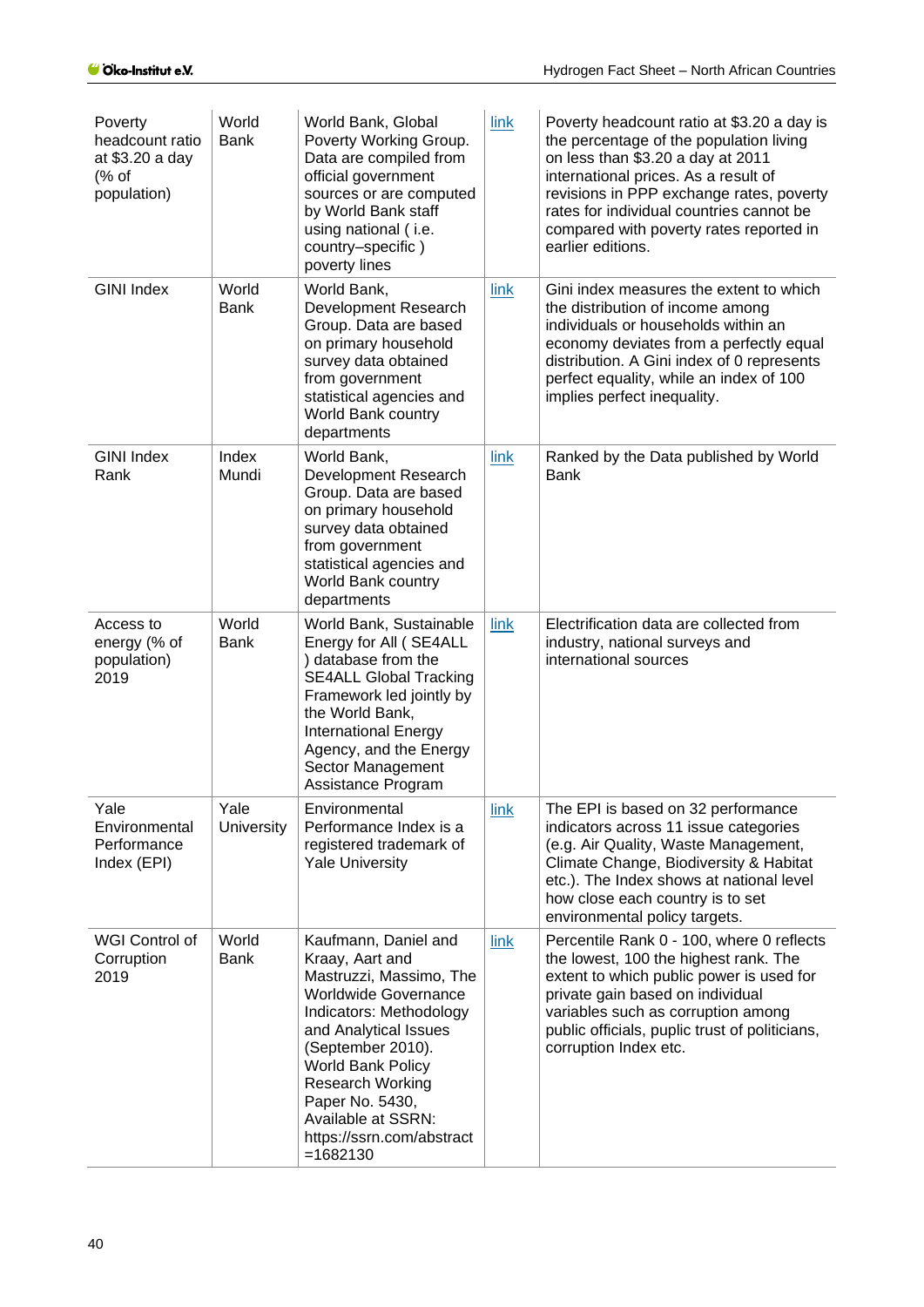| | | | | |
|---|---|---|---|---|
| Poverty headcount ratio at $3.20 a day (% of population) | World Bank | World Bank, Global Poverty Working Group. Data are compiled from official government sources or are computed by World Bank staff using national ( i.e. country–specific ) poverty lines | link | Poverty headcount ratio at $3.20 a day is the percentage of the population living on less than $3.20 a day at 2011 international prices. As a result of revisions in PPP exchange rates, poverty rates for individual countries cannot be compared with poverty rates reported in earlier editions. |
| GINI Index | World Bank | World Bank, Development Research Group. Data are based on primary household survey data obtained from government statistical agencies and World Bank country departments | link | Gini index measures the extent to which the distribution of income among individuals or households within an economy deviates from a perfectly equal distribution. A Gini index of 0 represents perfect equality, while an index of 100 implies perfect inequality. |
| GINI Index Rank | Index Mundi | World Bank, Development Research Group. Data are based on primary household survey data obtained from government statistical agencies and World Bank country departments | link | Ranked by the Data published by World Bank |
| Access to energy (% of population) 2019 | World Bank | World Bank, Sustainable Energy for All ( SE4ALL ) database from the SE4ALL Global Tracking Framework led jointly by the World Bank, International Energy Agency, and the Energy Sector Management Assistance Program | link | Electrification data are collected from industry, national surveys and international sources |
| Yale Environmental Performance Index (EPI) | Yale University | Environmental Performance Index is a registered trademark of Yale University | link | The EPI is based on 32 performance indicators across 11 issue categories (e.g. Air Quality, Waste Management, Climate Change, Biodiversity & Habitat etc.). The Index shows at national level how close each country is to set environmental policy targets. |
| WGI Control of Corruption 2019 | World Bank | Kaufmann, Daniel and Kraay, Aart and Mastruzzi, Massimo, The Worldwide Governance Indicators: Methodology and Analytical Issues (September 2010). World Bank Policy Research Working Paper No. 5430, Available at SSRN: https://ssrn.com/abstract=1682130 | link | Percentile Rank 0 - 100, where 0 reflects the lowest, 100 the highest rank. The extent to which public power is used for private gain based on individual variables such as corruption among public officials, puplic trust of politicians, corruption Index etc. |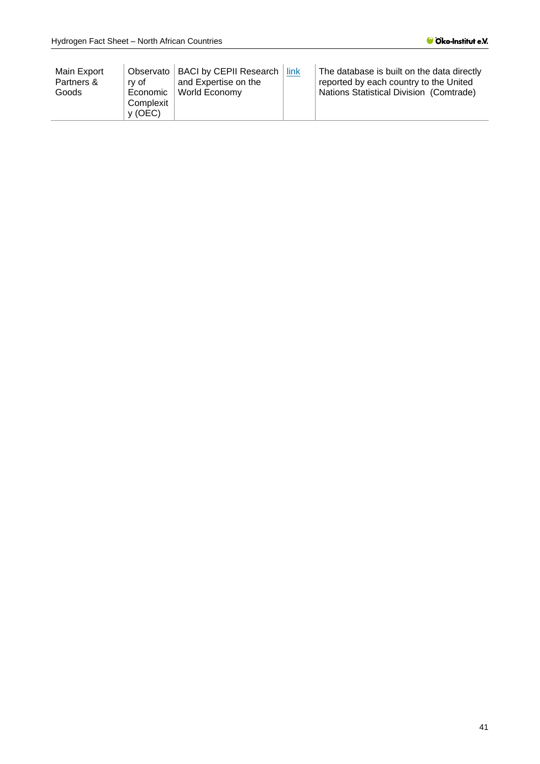| | | | | |
|---|---|---|---|---|
| Main Export Partners & Goods | Observatory of Economic Complexity (OEC) | BACI by CEPII Research and Expertise on the World Economy | link | The database is built on the data directly reported by each country to the United Nations Statistical Division (Comtrade) |